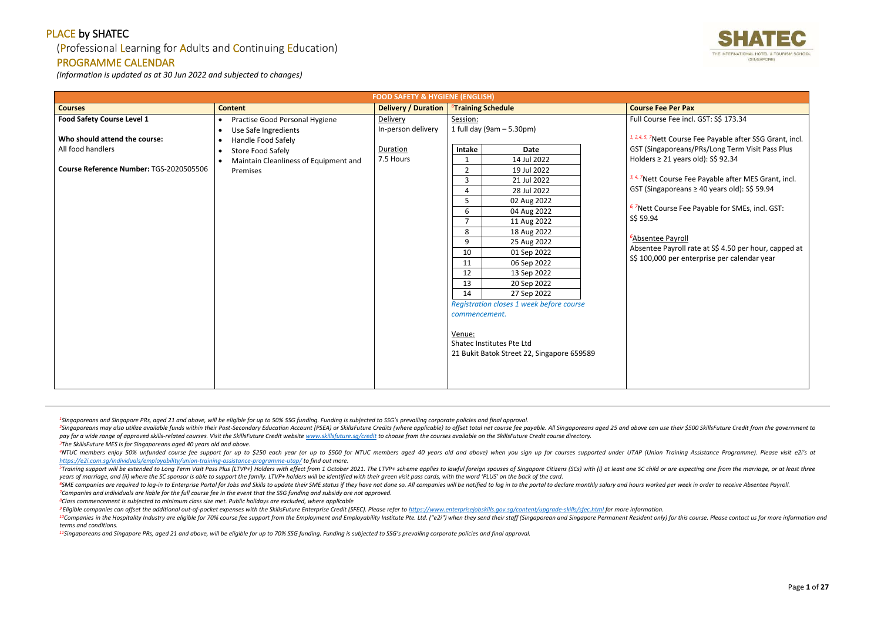# PLACE by SHATEC

## (Professional Learning for Adults and Continuing Education)

## PROGRAMME CALENDAR

*(Information is updated as at 30 Jun 2022 and subjected to changes)*

| FOOD SAFETY & HYGIENE (ENGLISH) | | | | |
|---|---|---|---|---|
| **Courses** | **Content** | **Delivery / Duration** | **[8]Training Schedule** | **Course Fee Per Pax** |
| **Food Safety Course Level 1**<br><br>**Who should attend the course:**<br>All food handlers<br><br>**Course Reference Number:** TGS-2020505506 | • Practise Good Personal Hygiene<br>• Use Safe Ingredients<br>• Handle Food Safely<br>• Store Food Safely<br>• Maintain Cleanliness of Equipment and Premises | Delivery<br>In-person delivery<br><br>Duration<br>7.5 Hours | Session:<br>1 full day (9am – 5.30pm)<br><br>**Intake / Date**<br>1 – 14 Jul 2022<br>2 – 19 Jul 2022<br>3 – 21 Jul 2022<br>4 – 28 Jul 2022<br>5 – 02 Aug 2022<br>6 – 04 Aug 2022<br>7 – 11 Aug 2022<br>8 – 18 Aug 2022<br>9 – 25 Aug 2022<br>10 – 01 Sep 2022<br>11 – 06 Sep 2022<br>12 – 13 Sep 2022<br>13 – 20 Sep 2022<br>14 – 27 Sep 2022<br><br>*Registration closes 1 week before course commencement.*<br><br>Venue:<br>Shatec Institutes Pte Ltd<br>21 Bukit Batok Street 22, Singapore 659589 | Full Course Fee incl. GST: S$ 173.34<br><br>[1, 2,4, 5, 7]Nett Course Fee Payable after SSG Grant, incl. GST (Singaporeans/PRs/Long Term Visit Pass Plus Holders ≥ 21 years old): S$ 92.34<br><br>[3, 4, 7]Nett Course Fee Payable after MES Grant, incl. GST (Singaporeans ≥ 40 years old): S$ 59.94<br><br>[6, 7]Nett Course Fee Payable for SMEs, incl. GST: S$ 59.94<br><br>[6]Absentee Payroll<br>Absentee Payroll rate at S$ 4.50 per hour, capped at S$ 100,000 per enterprise per calendar year |

*[1]Singaporeans and Singapore PRs, aged 21 and above, will be eligible for up to 50% SSG funding. Funding is subjected to SSG's prevailing corporate policies and final approval.*

*[2]Singaporeans may also utilize available funds within their Post-Secondary Education Account (PSEA) or SkillsFuture Credits (where applicable) to offset total net course fee payable. All Singaporeans aged 25 and above can use their $500 SkillsFuture Credit from the government to pay for a wide range of approved skills-related courses. Visit the SkillsFuture Credit website www.skillsfuture.sg/credit to choose from the courses available on the SkillsFuture Credit course directory.*

*[3]The SkillsFuture MES is for Singaporeans aged 40 years old and above.*

*[4]NTUC members enjoy 50% unfunded course fee support for up to $250 each year (or up to $500 for NTUC members aged 40 years old and above) when you sign up for courses supported under UTAP (Union Training Assistance Programme). Please visit e2i's at https://e2i.com.sg/individuals/employability/union-training-assistance-programme-utap/ to find out more.*

*[5]Training support will be extended to Long Term Visit Pass Plus (LTVP+) Holders with effect from 1 October 2021. The LTVP+ scheme applies to lawful foreign spouses of Singapore Citizens (SCs) with (i) at least one SC child or are expecting one from the marriage, or at least three years of marriage, and (ii) where the SC sponsor is able to support the family. LTVP+ holders will be identified with their green visit pass cards, with the word 'PLUS' on the back of the card.*

*[6]SME companies are required to log-in to Enterprise Portal for Jobs and Skills to update their SME status if they have not done so. All companies will be notified to log in to the portal to declare monthly salary and hours worked per week in order to receive Absentee Payroll.*

*[7]Companies and individuals are liable for the full course fee in the event that the SSG funding and subsidy are not approved.*

*[8]Class commencement is subjected to minimum class size met. Public holidays are excluded, where applicable*

*[9]Eligible companies can offset the additional out-of-pocket expenses with the SkillsFuture Enterprise Credit (SFEC). Please refer to https://www.enterprisejobskills.gov.sg/content/upgrade-skills/sfec.html for more information.*

*[10]Companies in the Hospitality Industry are eligible for 70% course fee support from the Employment and Employability Institute Pte. Ltd. ("e2i") when they send their staff (Singaporean and Singapore Permanent Resident only) for this course. Please contact us for more information and terms and conditions.*

*[11]Singaporeans and Singapore PRs, aged 21 and above, will be eligible for up to 70% SSG funding. Funding is subjected to SSG's prevailing corporate policies and final approval.*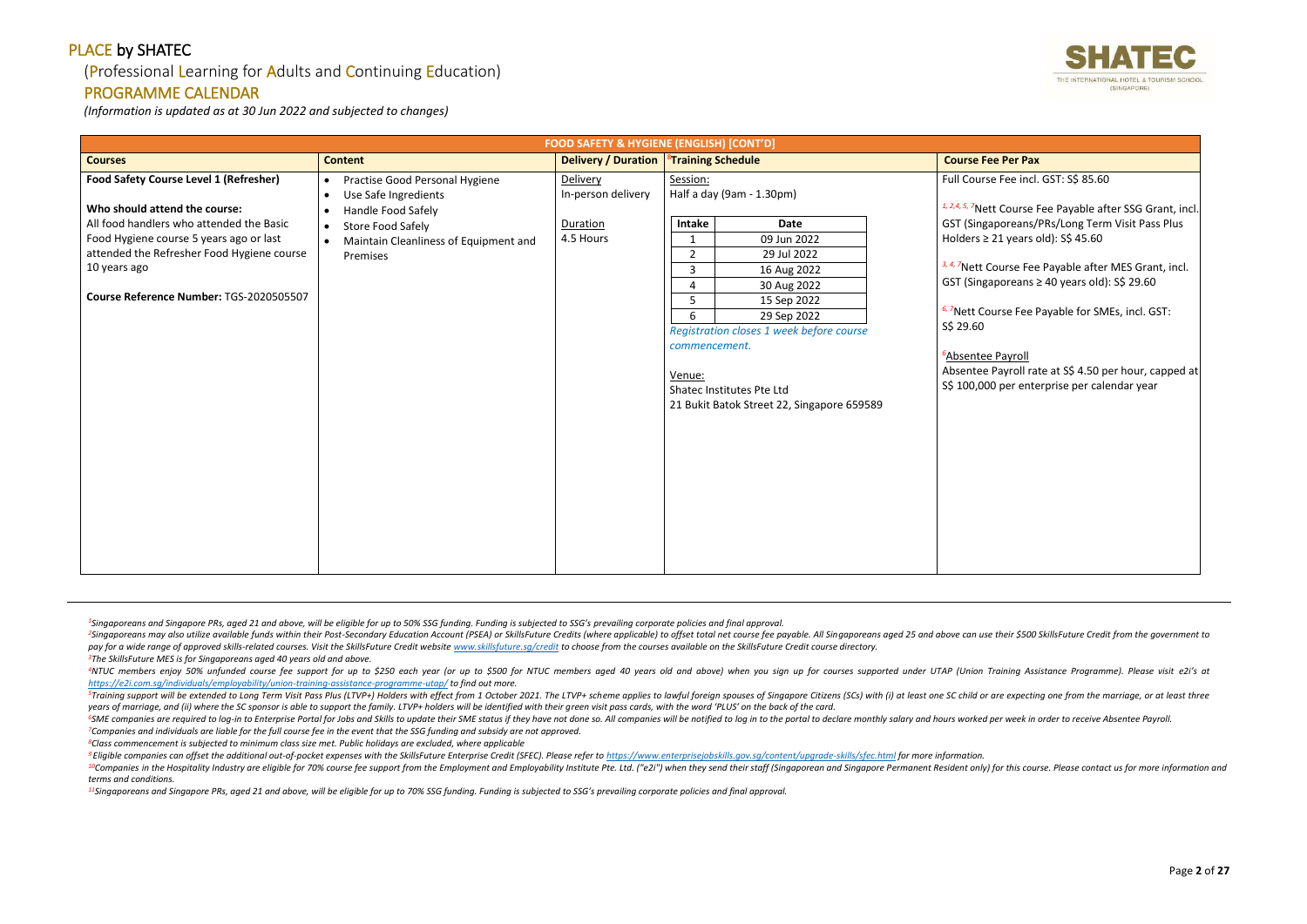# PLACE by SHATEC

(Professional Learning for Adults and Continuing Education)

## PROGRAMME CALENDAR

*(Information is updated as at 30 Jun 2022 and subjected to changes)*

| FOOD SAFETY & HYGIENE (ENGLISH) [CONT'D] | | | | |
|---|---|---|---|---|
| **Courses** | **Content** | **Delivery / Duration** | [8]**Training Schedule** | **Course Fee Per Pax** |
| **Food Safety Course Level 1 (Refresher)**<br><br>**Who should attend the course:**<br>All food handlers who attended the Basic Food Hygiene course 5 years ago or last attended the Refresher Food Hygiene course 10 years ago<br><br>**Course Reference Number:** TGS-2020505507 | • Practise Good Personal Hygiene<br>• Use Safe Ingredients<br>• Handle Food Safely<br>• Store Food Safely<br>• Maintain Cleanliness of Equipment and Premises | Delivery<br>In-person delivery<br><br>Duration<br>4.5 Hours | Session:<br>Half a day (9am - 1.30pm)<br><br>Intake 1: 09 Jun 2022<br>Intake 2: 29 Jul 2022<br>Intake 3: 16 Aug 2022<br>Intake 4: 30 Aug 2022<br>Intake 5: 15 Sep 2022<br>Intake 6: 29 Sep 2022<br><br>*Registration closes 1 week before course commencement.*<br><br>Venue:<br>Shatec Institutes Pte Ltd<br>21 Bukit Batok Street 22, Singapore 659589 | Full Course Fee incl. GST: S$ 85.60<br><br>[1, 2,4, 5, 7]Nett Course Fee Payable after SSG Grant, incl. GST (Singaporeans/PRs/Long Term Visit Pass Plus Holders ≥ 21 years old): S$ 45.60<br><br>[3, 4, 7]Nett Course Fee Payable after MES Grant, incl. GST (Singaporeans ≥ 40 years old): S$ 29.60<br><br>[6, 7]Nett Course Fee Payable for SMEs, incl. GST: S$ 29.60<br><br>[6]Absentee Payroll<br>Absentee Payroll rate at S$ 4.50 per hour, capped at S$ 100,000 per enterprise per calendar year |

*[1]Singaporeans and Singapore PRs, aged 21 and above, will be eligible for up to 50% SSG funding. Funding is subjected to SSG's prevailing corporate policies and final approval.*

*[2]Singaporeans may also utilize available funds within their Post-Secondary Education Account (PSEA) or SkillsFuture Credits (where applicable) to offset total net course fee payable. All Singaporeans aged 25 and above can use their $500 SkillsFuture Credit from the government to pay for a wide range of approved skills-related courses. Visit the SkillsFuture Credit website www.skillsfuture.sg/credit to choose from the courses available on the SkillsFuture Credit course directory.*

*[3]The SkillsFuture MES is for Singaporeans aged 40 years old and above.*

*[4]NTUC members enjoy 50% unfunded course fee support for up to $250 each year (or up to $500 for NTUC members aged 40 years old and above) when you sign up for courses supported under UTAP (Union Training Assistance Programme). Please visit e2i's at https://e2i.com.sg/individuals/employability/union-training-assistance-programme-utap/ to find out more.*

*[5]Training support will be extended to Long Term Visit Pass Plus (LTVP+) Holders with effect from 1 October 2021. The LTVP+ scheme applies to lawful foreign spouses of Singapore Citizens (SCs) with (i) at least one SC child or are expecting one from the marriage, or at least three years of marriage, and (ii) where the SC sponsor is able to support the family. LTVP+ holders will be identified with their green visit pass cards, with the word 'PLUS' on the back of the card.*

*[6]SME companies are required to log-in to Enterprise Portal for Jobs and Skills to update their SME status if they have not done so. All companies will be notified to log in to the portal to declare monthly salary and hours worked per week in order to receive Absentee Payroll.*

*[7]Companies and individuals are liable for the full course fee in the event that the SSG funding and subsidy are not approved.*

*[8]Class commencement is subjected to minimum class size met. Public holidays are excluded, where applicable*

*[9]Eligible companies can offset the additional out-of-pocket expenses with the SkillsFuture Enterprise Credit (SFEC). Please refer to https://www.enterprisejobskills.gov.sg/content/upgrade-skills/sfec.html for more information.*

*[10]Companies in the Hospitality Industry are eligible for 70% course fee support from the Employment and Employability Institute Pte. Ltd. ("e2i") when they send their staff (Singaporean and Singapore Permanent Resident only) for this course. Please contact us for more information and terms and conditions.*

*[11]Singaporeans and Singapore PRs, aged 21 and above, will be eligible for up to 70% SSG funding. Funding is subjected to SSG's prevailing corporate policies and final approval.*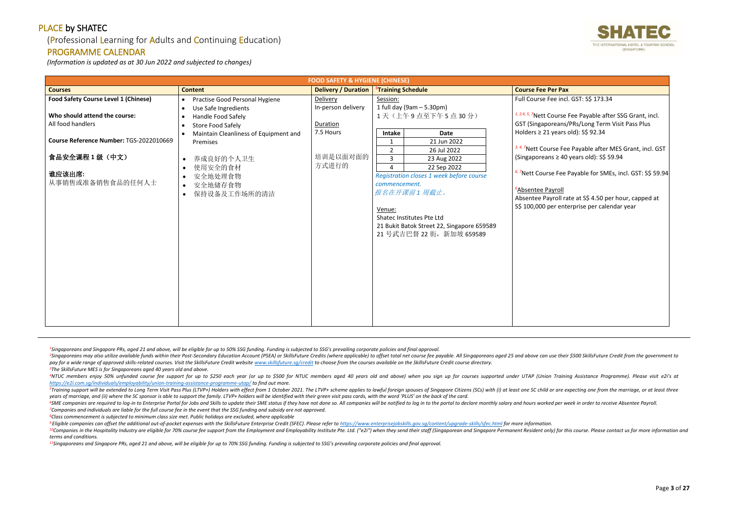# PLACE by SHATEC

## (Professional Learning for Adults and Continuing Education)

## PROGRAMME CALENDAR

*(Information is updated as at 30 Jun 2022 and subjected to changes)*

| FOOD SAFETY & HYGIENE (CHINESE) | | | | |
|---|---|---|---|---|
| **Courses** | **Content** | **Delivery / Duration** | **[8]Training Schedule** | **Course Fee Per Pax** |
| **Food Safety Course Level 1 (Chinese)**<br><br>**Who should attend the course:**<br>All food handlers<br><br>**Course Reference Number:** TGS-2022010669<br><br>**食品安全课程 1 级（中文）**<br><br>**谁应该出席:**<br>从事销售或准备销售食品的任何人士 | • Practise Good Personal Hygiene<br>• Use Safe Ingredients<br>• Handle Food Safely<br>• Store Food Safely<br>• Maintain Cleanliness of Equipment and Premises<br><br>• 养成良好的个人卫生<br>• 使用安全的食材<br>• 安全地处理食物<br>• 安全地储存食物<br>• 保持设备及工作场所的清洁 | Delivery<br>In-person delivery<br><br>Duration<br>7.5 Hours<br><br>培训是以面对面的方式进行的 | Session:<br>1 full day (9am – 5.30pm)<br>1 天（上午 9 点至下午 5 点 30 分）<br><br>Intake 1: 21 Jun 2022<br>Intake 2: 26 Jul 2022<br>Intake 3: 23 Aug 2022<br>Intake 4: 22 Sep 2022<br><br>*Registration closes 1 week before course commencement.*<br>*报名在开课前 1 周截止。*<br><br>Venue:<br>Shatec Institutes Pte Ltd<br>21 Bukit Batok Street 22, Singapore 659589<br>21 号武吉巴督 22 街，新加坡 659589 | Full Course Fee incl. GST: S$ 173.34<br><br>[1, 2,4, 5, 7]Nett Course Fee Payable after SSG Grant, incl. GST (Singaporeans/PRs/Long Term Visit Pass Plus Holders ≥ 21 years old): S$ 92.34<br><br>[3, 4, 7]Nett Course Fee Payable after MES Grant, incl. GST (Singaporeans ≥ 40 years old): S$ 59.94<br><br>[6, 7]Nett Course Fee Payable for SMEs, incl. GST: S$ 59.94<br><br>[6]Absentee Payroll<br>Absentee Payroll rate at S$ 4.50 per hour, capped at S$ 100,000 per enterprise per calendar year |

[1]*Singaporeans and Singapore PRs, aged 21 and above, will be eligible for up to 50% SSG funding. Funding is subjected to SSG's prevailing corporate policies and final approval.*

[2]*Singaporeans may also utilize available funds within their Post-Secondary Education Account (PSEA) or SkillsFuture Credits (where applicable) to offset total net course fee payable. All Singaporeans aged 25 and above can use their $500 SkillsFuture Credit from the government to pay for a wide range of approved skills-related courses. Visit the SkillsFuture Credit website www.skillsfuture.sg/credit to choose from the courses available on the SkillsFuture Credit course directory.*

[3]*The SkillsFuture MES is for Singaporeans aged 40 years old and above.*

[4]*NTUC members enjoy 50% unfunded course fee support for up to $250 each year (or up to $500 for NTUC members aged 40 years old and above) when you sign up for courses supported under UTAP (Union Training Assistance Programme). Please visit e2i's at https://e2i.com.sg/individuals/employability/union-training-assistance-programme-utap/ to find out more.*

[5]*Training support will be extended to Long Term Visit Pass Plus (LTVP+) Holders with effect from 1 October 2021. The LTVP+ scheme applies to lawful foreign spouses of Singapore Citizens (SCs) with (i) at least one SC child or are expecting one from the marriage, or at least three years of marriage, and (ii) where the SC sponsor is able to support the family. LTVP+ holders will be identified with their green visit pass cards, with the word 'PLUS' on the back of the card.*

[6]*SME companies are required to log-in to Enterprise Portal for Jobs and Skills to update their SME status if they have not done so. All companies will be notified to log in to the portal to declare monthly salary and hours worked per week in order to receive Absentee Payroll.*

[7]*Companies and individuals are liable for the full course fee in the event that the SSG funding and subsidy are not approved.*

[8]*Class commencement is subjected to minimum class size met. Public holidays are excluded, where applicable*

[9]*Eligible companies can offset the additional out-of-pocket expenses with the SkillsFuture Enterprise Credit (SFEC). Please refer to https://www.enterprisejobskills.gov.sg/content/upgrade-skills/sfec.html for more information.*

[10]*Companies in the Hospitality Industry are eligible for 70% course fee support from the Employment and Employability Institute Pte. Ltd. ("e2i") when they send their staff (Singaporean and Singapore Permanent Resident only) for this course. Please contact us for more information and terms and conditions.*

[11]*Singaporeans and Singapore PRs, aged 21 and above, will be eligible for up to 70% SSG funding. Funding is subjected to SSG's prevailing corporate policies and final approval.*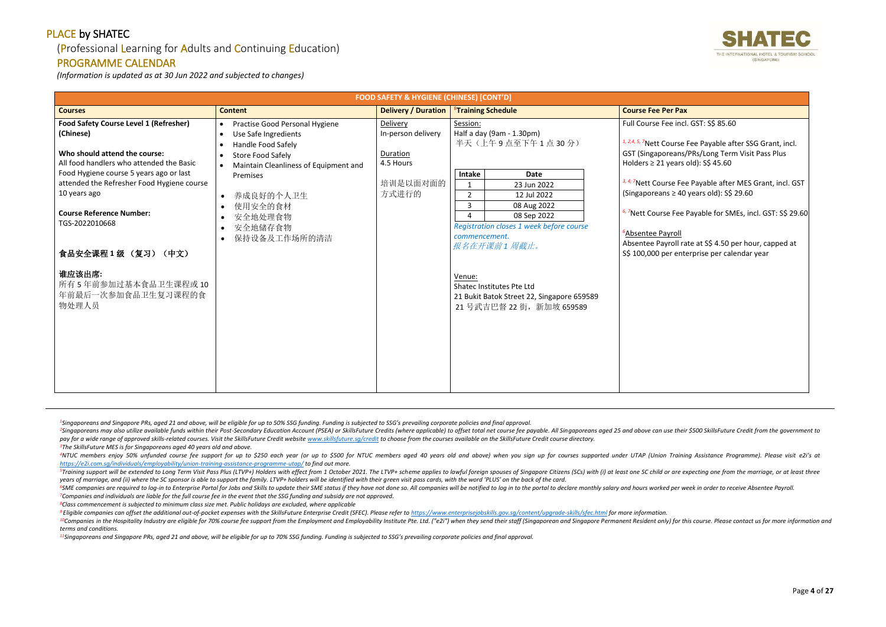# PLACE by SHATEC

(Professional Learning for Adults and Continuing Education)

## PROGRAMME CALENDAR

*(Information is updated as at 30 Jun 2022 and subjected to changes)*

| FOOD SAFETY & HYGIENE (CHINESE) [CONT'D] | | | | |
|---|---|---|---|---|
| **Courses** | **Content** | **Delivery / Duration** | **[8]Training Schedule** | **Course Fee Per Pax** |
| **Food Safety Course Level 1 (Refresher) (Chinese)**<br><br>**Who should attend the course:**<br>All food handlers who attended the Basic Food Hygiene course 5 years ago or last attended the Refresher Food Hygiene course 10 years ago<br><br>**Course Reference Number:**<br>TGS-2022010668<br><br>**食品安全课程 1 级 （复习）（中文）**<br><br>**谁应该出席:**<br>所有 5 年前参加过基本食品卫生课程或 10 年前最后一次参加食品卫生复习课程的食物处理人员 | • Practise Good Personal Hygiene<br>• Use Safe Ingredients<br>• Handle Food Safely<br>• Store Food Safely<br>• Maintain Cleanliness of Equipment and Premises<br><br>• 养成良好的个人卫生<br>• 使用安全的食材<br>• 安全地处理食物<br>• 安全地储存食物<br>• 保持设备及工作场所的清洁 | Delivery<br>In-person delivery<br><br>Duration<br>4.5 Hours<br><br>培训是以面对面的方式进行的 | Session:<br>Half a day (9am - 1.30pm)<br>半天（上午 9 点至下午 1 点 30 分）<br><br>Intake 1: 23 Jun 2022<br>Intake 2: 12 Jul 2022<br>Intake 3: 08 Aug 2022<br>Intake 4: 08 Sep 2022<br><br>*Registration closes 1 week before course commencement.*<br>*报名在开课前 1 周截止。*<br><br>Venue:<br>Shatec Institutes Pte Ltd<br>21 Bukit Batok Street 22, Singapore 659589<br>21 号武吉巴督 22 街，新加坡 659589 | Full Course Fee incl. GST: S$ 85.60<br><br>[1, 2,4, 5, 7]Nett Course Fee Payable after SSG Grant, incl. GST (Singaporeans/PRs/Long Term Visit Pass Plus Holders ≥ 21 years old): S$ 45.60<br><br>[3, 4, 7]Nett Course Fee Payable after MES Grant, incl. GST (Singaporeans ≥ 40 years old): S$ 29.60<br><br>[6, 7]Nett Course Fee Payable for SMEs, incl. GST: S$ 29.60<br><br>[6]Absentee Payroll<br>Absentee Payroll rate at S$ 4.50 per hour, capped at S$ 100,000 per enterprise per calendar year |

*[1]Singaporeans and Singapore PRs, aged 21 and above, will be eligible for up to 50% SSG funding. Funding is subjected to SSG's prevailing corporate policies and final approval.*

*[2]Singaporeans may also utilize available funds within their Post-Secondary Education Account (PSEA) or SkillsFuture Credits (where applicable) to offset total net course fee payable. All Singaporeans aged 25 and above can use their $500 SkillsFuture Credit from the government to pay for a wide range of approved skills-related courses. Visit the SkillsFuture Credit website www.skillsfuture.sg/credit to choose from the courses available on the SkillsFuture Credit course directory.*

*[3]The SkillsFuture MES is for Singaporeans aged 40 years old and above.*

*[4]NTUC members enjoy 50% unfunded course fee support for up to $250 each year (or up to $500 for NTUC members aged 40 years old and above) when you sign up for courses supported under UTAP (Union Training Assistance Programme). Please visit e2i's at https://e2i.com.sg/individuals/employability/union-training-assistance-programme-utap/ to find out more.*

*[5]Training support will be extended to Long Term Visit Pass Plus (LTVP+) Holders with effect from 1 October 2021. The LTVP+ scheme applies to lawful foreign spouses of Singapore Citizens (SCs) with (i) at least one SC child or are expecting one from the marriage, or at least three years of marriage, and (ii) where the SC sponsor is able to support the family. LTVP+ holders will be identified with their green visit pass cards, with the word 'PLUS' on the back of the card.*

*[6]SME companies are required to log-in to Enterprise Portal for Jobs and Skills to update their SME status if they have not done so. All companies will be notified to log in to the portal to declare monthly salary and hours worked per week in order to receive Absentee Payroll.*

*[7]Companies and individuals are liable for the full course fee in the event that the SSG funding and subsidy are not approved.*

*[8]Class commencement is subjected to minimum class size met. Public holidays are excluded, where applicable*

*[9]Eligible companies can offset the additional out-of-pocket expenses with the SkillsFuture Enterprise Credit (SFEC). Please refer to https://www.enterprisejobskills.gov.sg/content/upgrade-skills/sfec.html for more information.*

*[10]Companies in the Hospitality Industry are eligible for 70% course fee support from the Employment and Employability Institute Pte. Ltd. ("e2i") when they send their staff (Singaporean and Singapore Permanent Resident only) for this course. Please contact us for more information and terms and conditions.*

*[11]Singaporeans and Singapore PRs, aged 21 and above, will be eligible for up to 70% SSG funding. Funding is subjected to SSG's prevailing corporate policies and final approval.*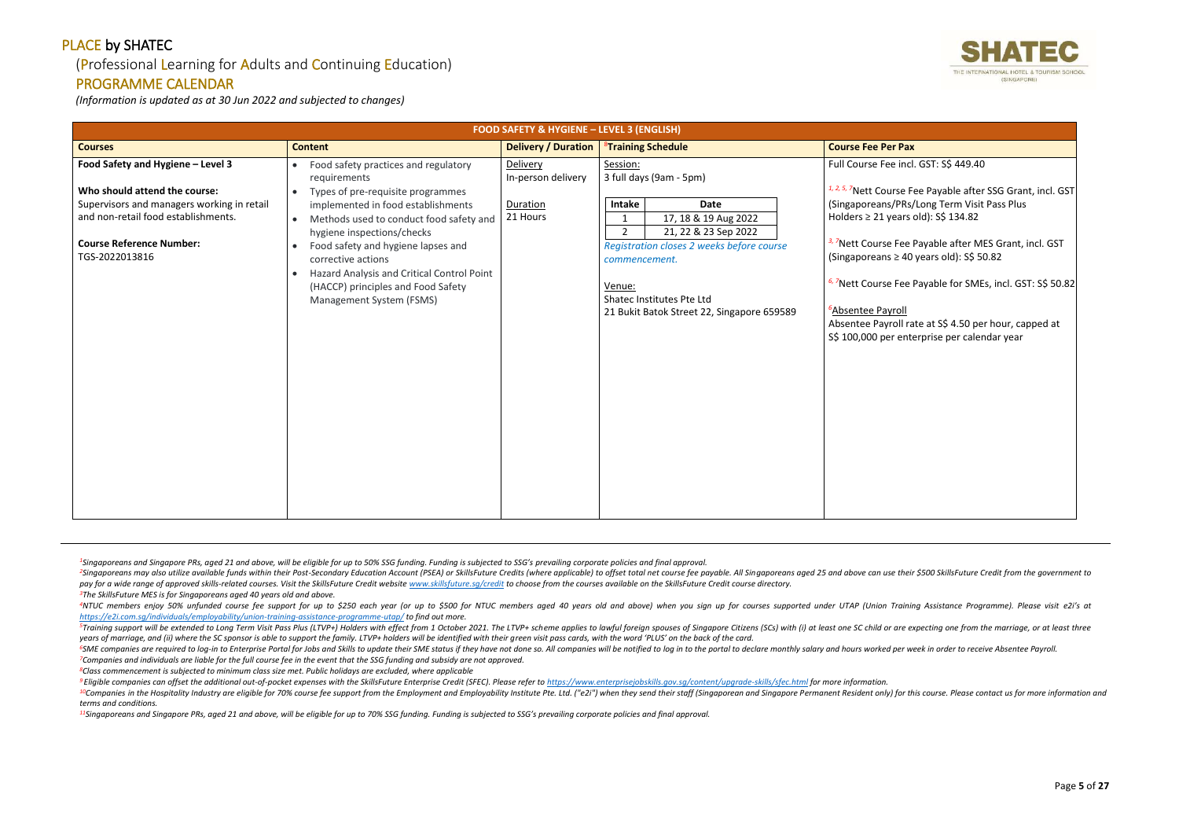# PLACE by SHATEC

## (Professional Learning for Adults and Continuing Education)

## PROGRAMME CALENDAR

*(Information is updated as at 30 Jun 2022 and subjected to changes)*

| FOOD SAFETY & HYGIENE – LEVEL 3 (ENGLISH) | | | | |
|---|---|---|---|---|
| **Courses** | **Content** | **Delivery / Duration** | **[8]Training Schedule** | **Course Fee Per Pax** |
| **Food Safety and Hygiene – Level 3**<br><br>**Who should attend the course:**<br>Supervisors and managers working in retail and non-retail food establishments.<br><br>**Course Reference Number:**<br>TGS-2022013816 | • Food safety practices and regulatory requirements<br>• Types of pre-requisite programmes implemented in food establishments<br>• Methods used to conduct food safety and hygiene inspections/checks<br>• Food safety and hygiene lapses and corrective actions<br>• Hazard Analysis and Critical Control Point (HACCP) principles and Food Safety Management System (FSMS) | Delivery<br>In-person delivery<br><br>Duration<br>21 Hours | Session:<br>3 full days (9am - 5pm)<br><br>Intake 1: 17, 18 & 19 Aug 2022<br>Intake 2: 21, 22 & 23 Sep 2022<br><br>*Registration closes 2 weeks before course commencement.*<br><br>Venue:<br>Shatec Institutes Pte Ltd<br>21 Bukit Batok Street 22, Singapore 659589 | Full Course Fee incl. GST: S$ 449.40<br><br>[1, 2, 5, 7]Nett Course Fee Payable after SSG Grant, incl. GST (Singaporeans/PRs/Long Term Visit Pass Plus Holders ≥ 21 years old): S$ 134.82<br><br>[3, 7]Nett Course Fee Payable after MES Grant, incl. GST (Singaporeans ≥ 40 years old): S$ 50.82<br><br>[6, 7]Nett Course Fee Payable for SMEs, incl. GST: S$ 50.82<br><br>[6]Absentee Payroll<br>Absentee Payroll rate at S$ 4.50 per hour, capped at S$ 100,000 per enterprise per calendar year |

*[1]Singaporeans and Singapore PRs, aged 21 and above, will be eligible for up to 50% SSG funding. Funding is subjected to SSG's prevailing corporate policies and final approval.*

*[2]Singaporeans may also utilize available funds within their Post-Secondary Education Account (PSEA) or SkillsFuture Credits (where applicable) to offset total net course fee payable. All Singaporeans aged 25 and above can use their $500 SkillsFuture Credit from the government to pay for a wide range of approved skills-related courses. Visit the SkillsFuture Credit website www.skillsfuture.sg/credit to choose from the courses available on the SkillsFuture Credit course directory.*

*[3]The SkillsFuture MES is for Singaporeans aged 40 years old and above.*

*[4]NTUC members enjoy 50% unfunded course fee support for up to $250 each year (or up to $500 for NTUC members aged 40 years old and above) when you sign up for courses supported under UTAP (Union Training Assistance Programme). Please visit e2i's at https://e2i.com.sg/individuals/employability/union-training-assistance-programme-utap/ to find out more.*

*[5]Training support will be extended to Long Term Visit Pass Plus (LTVP+) Holders with effect from 1 October 2021. The LTVP+ scheme applies to lawful foreign spouses of Singapore Citizens (SCs) with (i) at least one SC child or are expecting one from the marriage, or at least three years of marriage, and (ii) where the SC sponsor is able to support the family. LTVP+ holders will be identified with their green visit pass cards, with the word 'PLUS' on the back of the card.*

*[6]SME companies are required to log-in to Enterprise Portal for Jobs and Skills to update their SME status if they have not done so. All companies will be notified to log in to the portal to declare monthly salary and hours worked per week in order to receive Absentee Payroll.*

*[7]Companies and individuals are liable for the full course fee in the event that the SSG funding and subsidy are not approved.*

*[8]Class commencement is subjected to minimum class size met. Public holidays are excluded, where applicable*

*[9]Eligible companies can offset the additional out-of-pocket expenses with the SkillsFuture Enterprise Credit (SFEC). Please refer to https://www.enterprisejobskills.gov.sg/content/upgrade-skills/sfec.html for more information.*

*[10]Companies in the Hospitality Industry are eligible for 70% course fee support from the Employment and Employability Institute Pte. Ltd. ("e2i") when they send their staff (Singaporean and Singapore Permanent Resident only) for this course. Please contact us for more information and terms and conditions.*

*[11]Singaporeans and Singapore PRs, aged 21 and above, will be eligible for up to 70% SSG funding. Funding is subjected to SSG's prevailing corporate policies and final approval.*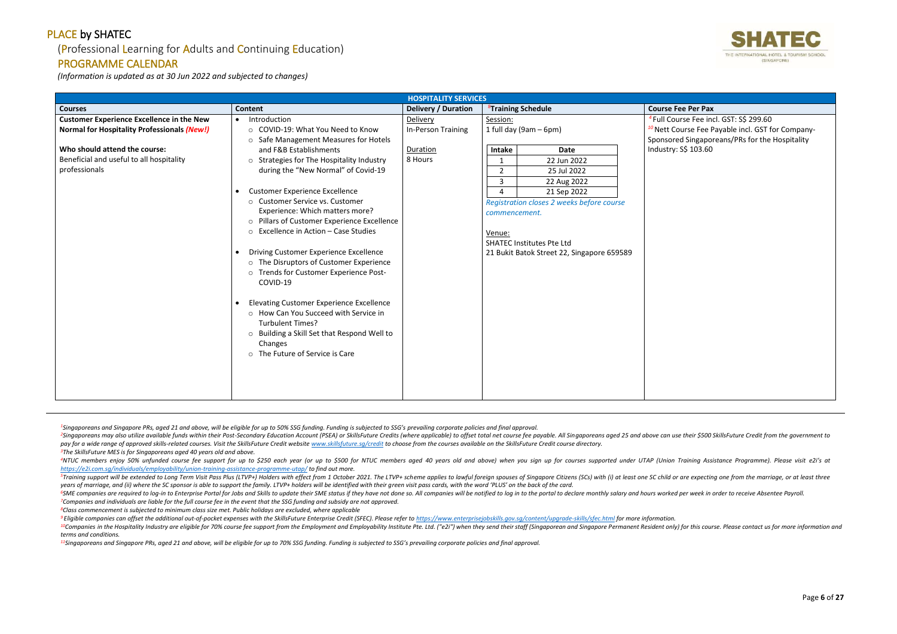# PLACE by SHATEC

## (Professional Learning for Adults and Continuing Education)

## PROGRAMME CALENDAR

*(Information is updated as at 30 Jun 2022 and subjected to changes)*

| HOSPITALITY SERVICES | | | | |
|---|---|---|---|---|
| **Courses** | **Content** | **Delivery / Duration** | [8]**Training Schedule** | **Course Fee Per Pax** |
| **Customer Experience Excellence in the New Normal for Hospitality Professionals** ***(New!)***<br><br>**Who should attend the course:**<br>Beneficial and useful to all hospitality professionals | • Introduction<br>○ COVID-19: What You Need to Know<br>○ Safe Management Measures for Hotels and F&B Establishments<br>○ Strategies for The Hospitality Industry during the "New Normal" of Covid-19<br><br>• Customer Experience Excellence<br>○ Customer Service vs. Customer Experience: Which matters more?<br>○ Pillars of Customer Experience Excellence<br>○ Excellence in Action – Case Studies<br><br>• Driving Customer Experience Excellence<br>○ The Disruptors of Customer Experience<br>○ Trends for Customer Experience Post-COVID-19<br><br>• Elevating Customer Experience Excellence<br>○ How Can You Succeed with Service in Turbulent Times?<br>○ Building a Skill Set that Respond Well to Changes<br>○ The Future of Service is Care | Delivery<br>In-Person Training<br><br>Duration<br>8 Hours | Session:<br>1 full day (9am – 6pm)<br><br>Intake 1: 22 Jun 2022<br>Intake 2: 25 Jul 2022<br>Intake 3: 22 Aug 2022<br>Intake 4: 21 Sep 2022<br><br>*Registration closes 2 weeks before course commencement.*<br><br>Venue:<br>SHATEC Institutes Pte Ltd<br>21 Bukit Batok Street 22, Singapore 659589 | [4]Full Course Fee incl. GST: S$ 299.60<br>[10]Nett Course Fee Payable incl. GST for Company-Sponsored Singaporeans/PRs for the Hospitality Industry: S$ 103.60 |

*[1]Singaporeans and Singapore PRs, aged 21 and above, will be eligible for up to 50% SSG funding. Funding is subjected to SSG's prevailing corporate policies and final approval.*

*[2]Singaporeans may also utilize available funds within their Post-Secondary Education Account (PSEA) or SkillsFuture Credits (where applicable) to offset total net course fee payable. All Singaporeans aged 25 and above can use their $500 SkillsFuture Credit from the government to pay for a wide range of approved skills-related courses. Visit the SkillsFuture Credit website www.skillsfuture.sg/credit to choose from the courses available on the SkillsFuture Credit course directory.*

*[3]The SkillsFuture MES is for Singaporeans aged 40 years old and above.*

*[4]NTUC members enjoy 50% unfunded course fee support for up to $250 each year (or up to $500 for NTUC members aged 40 years old and above) when you sign up for courses supported under UTAP (Union Training Assistance Programme). Please visit e2i's at https://e2i.com.sg/individuals/employability/union-training-assistance-programme-utap/ to find out more.*

*[5]Training support will be extended to Long Term Visit Pass Plus (LTVP+) Holders with effect from 1 October 2021. The LTVP+ scheme applies to lawful foreign spouses of Singapore Citizens (SCs) with (i) at least one SC child or are expecting one from the marriage, or at least three years of marriage, and (ii) where the SC sponsor is able to support the family. LTVP+ holders will be identified with their green visit pass cards, with the word 'PLUS' on the back of the card.*

*[6]SME companies are required to log-in to Enterprise Portal for Jobs and Skills to update their SME status if they have not done so. All companies will be notified to log in to the portal to declare monthly salary and hours worked per week in order to receive Absentee Payroll.*

*[7]Companies and individuals are liable for the full course fee in the event that the SSG funding and subsidy are not approved.*

*[8]Class commencement is subjected to minimum class size met. Public holidays are excluded, where applicable*

*[9]Eligible companies can offset the additional out-of-pocket expenses with the SkillsFuture Enterprise Credit (SFEC). Please refer to https://www.enterprisejobskills.gov.sg/content/upgrade-skills/sfec.html for more information.*

*[10]Companies in the Hospitality Industry are eligible for 70% course fee support from the Employment and Employability Institute Pte. Ltd. ("e2i") when they send their staff (Singaporean and Singapore Permanent Resident only) for this course. Please contact us for more information and terms and conditions.*

*[11]Singaporeans and Singapore PRs, aged 21 and above, will be eligible for up to 70% SSG funding. Funding is subjected to SSG's prevailing corporate policies and final approval.*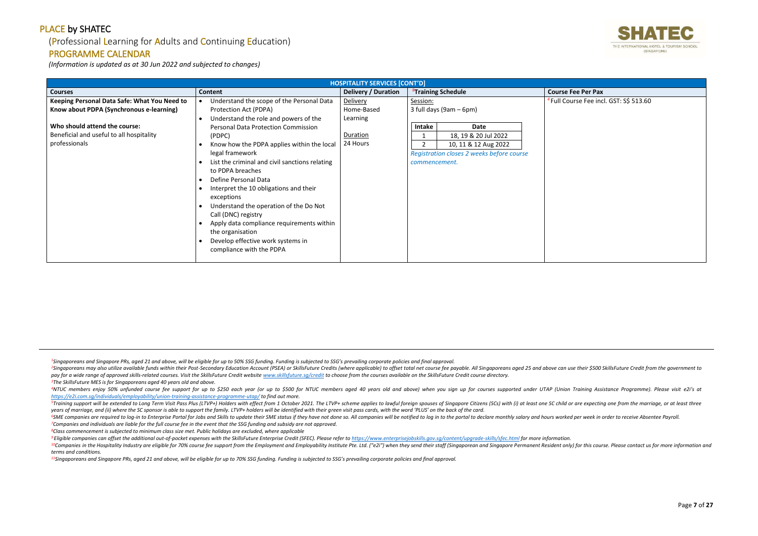# PLACE by SHATEC

## (Professional Learning for Adults and Continuing Education)

## PROGRAMME CALENDAR

*(Information is updated as at 30 Jun 2022 and subjected to changes)*

| HOSPITALITY SERVICES [CONT'D] | | | | |
|---|---|---|---|---|
| **Courses** | **Content** | **Delivery / Duration** | **[8]Training Schedule** | **Course Fee Per Pax** |
| **Keeping Personal Data Safe: What You Need to Know about PDPA (Synchronous e-learning)**<br><br>**Who should attend the course:**<br>Beneficial and useful to all hospitality professionals | • Understand the scope of the Personal Data Protection Act (PDPA)<br>• Understand the role and powers of the Personal Data Protection Commission (PDPC)<br>• Know how the PDPA applies within the local legal framework<br>• List the criminal and civil sanctions relating to PDPA breaches<br>• Define Personal Data<br>• Interpret the 10 obligations and their exceptions<br>• Understand the operation of the Do Not Call (DNC) registry<br>• Apply data compliance requirements within the organisation<br>• Develop effective work systems in compliance with the PDPA | Delivery<br>Home-Based Learning<br><br>Duration<br>24 Hours | Session:<br>3 full days (9am – 6pm)<br><br>Intake 1: 18, 19 & 20 Jul 2022<br>Intake 2: 10, 11 & 12 Aug 2022<br><br>*Registration closes 2 weeks before course commencement.* | [4]Full Course Fee incl. GST: S$ 513.60 |

---

*[1]Singaporeans and Singapore PRs, aged 21 and above, will be eligible for up to 50% SSG funding. Funding is subjected to SSG's prevailing corporate policies and final approval.*

*[2]Singaporeans may also utilize available funds within their Post-Secondary Education Account (PSEA) or SkillsFuture Credits (where applicable) to offset total net course fee payable. All Singaporeans aged 25 and above can use their $500 SkillsFuture Credit from the government to pay for a wide range of approved skills-related courses. Visit the SkillsFuture Credit website www.skillsfuture.sg/credit to choose from the courses available on the SkillsFuture Credit course directory.*

*[3]The SkillsFuture MES is for Singaporeans aged 40 years old and above.*

*[4]NTUC members enjoy 50% unfunded course fee support for up to $250 each year (or up to $500 for NTUC members aged 40 years old and above) when you sign up for courses supported under UTAP (Union Training Assistance Programme). Please visit e2i's at https://e2i.com.sg/individuals/employability/union-training-assistance-programme-utap/ to find out more.*

*[5]Training support will be extended to Long Term Visit Pass Plus (LTVP+) Holders with effect from 1 October 2021. The LTVP+ scheme applies to lawful foreign spouses of Singapore Citizens (SCs) with (i) at least one SC child or are expecting one from the marriage, or at least three years of marriage, and (ii) where the SC sponsor is able to support the family. LTVP+ holders will be identified with their green visit pass cards, with the word 'PLUS' on the back of the card.*

*[6]SME companies are required to log-in to Enterprise Portal for Jobs and Skills to update their SME status if they have not done so. All companies will be notified to log in to the portal to declare monthly salary and hours worked per week in order to receive Absentee Payroll.*

*[7]Companies and individuals are liable for the full course fee in the event that the SSG funding and subsidy are not approved.*

*[8]Class commencement is subjected to minimum class size met. Public holidays are excluded, where applicable*

*[9]Eligible companies can offset the additional out-of-pocket expenses with the SkillsFuture Enterprise Credit (SFEC). Please refer to https://www.enterprisejobskills.gov.sg/content/upgrade-skills/sfec.html for more information.*

*[10]Companies in the Hospitality Industry are eligible for 70% course fee support from the Employment and Employability Institute Pte. Ltd. ("e2i") when they send their staff (Singaporean and Singapore Permanent Resident only) for this course. Please contact us for more information and terms and conditions.*

*[11]Singaporeans and Singapore PRs, aged 21 and above, will be eligible for up to 70% SSG funding. Funding is subjected to SSG's prevailing corporate policies and final approval.*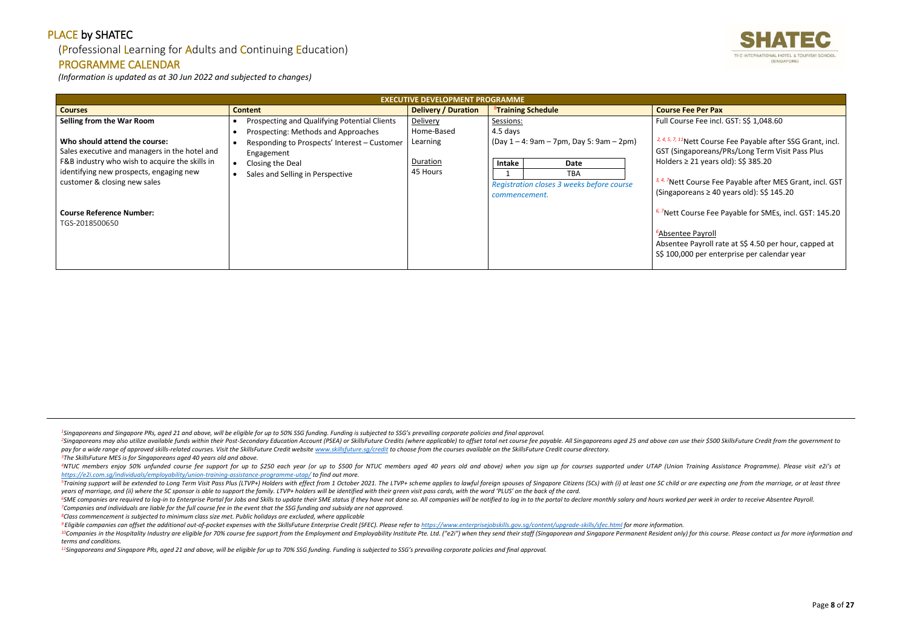# PLACE by SHATEC

## (Professional Learning for Adults and Continuing Education)

## PROGRAMME CALENDAR

*(Information is updated as at 30 Jun 2022 and subjected to changes)*

| EXECUTIVE DEVELOPMENT PROGRAMME | | | | |
|---|---|---|---|---|
| **Courses** | **Content** | **Delivery / Duration** | [8]**Training Schedule** | **Course Fee Per Pax** |
| **Selling from the War Room**<br><br>**Who should attend the course:**<br>Sales executive and managers in the hotel and F&B industry who wish to acquire the skills in identifying new prospects, engaging new customer & closing new sales<br><br>**Course Reference Number:**<br>TGS-2018500650 | • Prospecting and Qualifying Potential Clients<br>• Prospecting: Methods and Approaches<br>• Responding to Prospects' Interest – Customer Engagement<br>• Closing the Deal<br>• Sales and Selling in Perspective | Delivery<br>Home-Based Learning<br><br>Duration<br>45 Hours | Sessions:<br>4.5 days<br>(Day 1 – 4: 9am – 7pm, Day 5: 9am – 2pm)<br><br>Intake 1 — Date: TBA<br><br>*Registration closes 3 weeks before course commencement.* | Full Course Fee incl. GST: S$ 1,048.60<br><br>[2, 4, 5, 7, 11]Nett Course Fee Payable after SSG Grant, incl. GST (Singaporeans/PRs/Long Term Visit Pass Plus Holders ≥ 21 years old): S$ 385.20<br><br>[3, 4, 7]Nett Course Fee Payable after MES Grant, incl. GST (Singaporeans ≥ 40 years old): S$ 145.20<br><br>[6, 7]Nett Course Fee Payable for SMEs, incl. GST: 145.20<br><br>[6]Absentee Payroll<br>Absentee Payroll rate at S$ 4.50 per hour, capped at S$ 100,000 per enterprise per calendar year |

---

*[1]Singaporeans and Singapore PRs, aged 21 and above, will be eligible for up to 50% SSG funding. Funding is subjected to SSG's prevailing corporate policies and final approval.*

*[2]Singaporeans may also utilize available funds within their Post-Secondary Education Account (PSEA) or SkillsFuture Credits (where applicable) to offset total net course fee payable. All Singaporeans aged 25 and above can use their $500 SkillsFuture Credit from the government to pay for a wide range of approved skills-related courses. Visit the SkillsFuture Credit website www.skillsfuture.sg/credit to choose from the courses available on the SkillsFuture Credit course directory.*

*[3]The SkillsFuture MES is for Singaporeans aged 40 years old and above.*

*[4]NTUC members enjoy 50% unfunded course fee support for up to $250 each year (or up to $500 for NTUC members aged 40 years old and above) when you sign up for courses supported under UTAP (Union Training Assistance Programme). Please visit e2i's at https://e2i.com.sg/individuals/employability/union-training-assistance-programme-utap/ to find out more.*

*[5]Training support will be extended to Long Term Visit Pass Plus (LTVP+) Holders with effect from 1 October 2021. The LTVP+ scheme applies to lawful foreign spouses of Singapore Citizens (SCs) with (i) at least one SC child or are expecting one from the marriage, or at least three years of marriage, and (ii) where the SC sponsor is able to support the family. LTVP+ holders will be identified with their green visit pass cards, with the word 'PLUS' on the back of the card.*

*[6]SME companies are required to log-in to Enterprise Portal for Jobs and Skills to update their SME status if they have not done so. All companies will be notified to log in to the portal to declare monthly salary and hours worked per week in order to receive Absentee Payroll.*

*[7]Companies and individuals are liable for the full course fee in the event that the SSG funding and subsidy are not approved.*

*[8]Class commencement is subjected to minimum class size met. Public holidays are excluded, where applicable*

*[9]Eligible companies can offset the additional out-of-pocket expenses with the SkillsFuture Enterprise Credit (SFEC). Please refer to https://www.enterprisejobskills.gov.sg/content/upgrade-skills/sfec.html for more information.*

*[10]Companies in the Hospitality Industry are eligible for 70% course fee support from the Employment and Employability Institute Pte. Ltd. ("e2i") when they send their staff (Singaporean and Singapore Permanent Resident only) for this course. Please contact us for more information and terms and conditions.*

*[11]Singaporeans and Singapore PRs, aged 21 and above, will be eligible for up to 70% SSG funding. Funding is subjected to SSG's prevailing corporate policies and final approval.*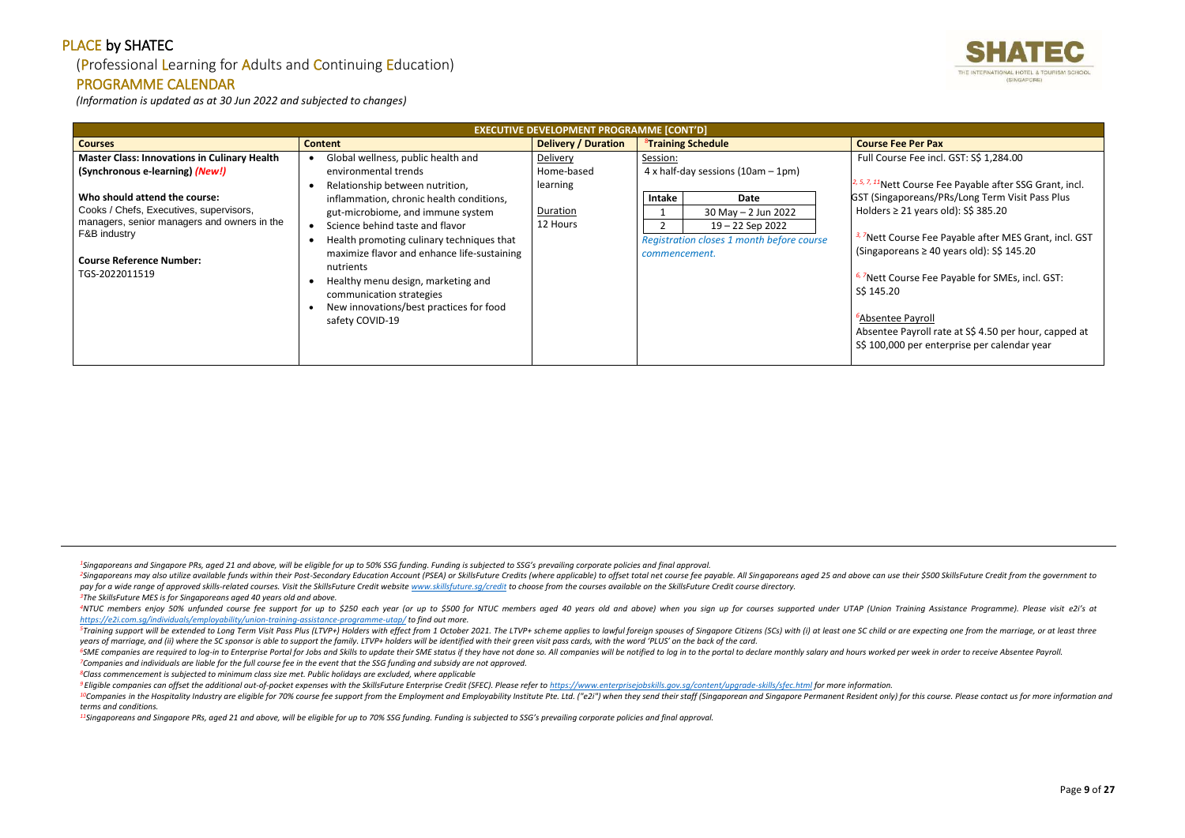# PLACE by SHATEC

## (Professional Learning for Adults and Continuing Education)

## PROGRAMME CALENDAR

*(Information is updated as at 30 Jun 2022 and subjected to changes)*

| EXECUTIVE DEVELOPMENT PROGRAMME [CONT'D] | | | | |
|---|---|---|---|---|
| **Courses** | **Content** | **Delivery / Duration** | [8]**Training Schedule** | **Course Fee Per Pax** |
| **Master Class: Innovations in Culinary Health (Synchronous e-learning)** ***(New!)***<br><br>**Who should attend the course:**<br>Cooks / Chefs, Executives, supervisors, managers, senior managers and owners in the F&B industry<br><br>**Course Reference Number:**<br>TGS-2022011519 | • Global wellness, public health and environmental trends<br>• Relationship between nutrition, inflammation, chronic health conditions, gut-microbiome, and immune system<br>• Science behind taste and flavor<br>• Health promoting culinary techniques that maximize flavor and enhance life-sustaining nutrients<br>• Healthy menu design, marketing and communication strategies<br>• New innovations/best practices for food safety COVID-19 | Delivery<br>Home-based learning<br><br>Duration<br>12 Hours | Session:<br>4 x half-day sessions (10am – 1pm)<br><br>Intake 1: 30 May – 2 Jun 2022<br>Intake 2: 19 – 22 Sep 2022<br><br>*Registration closes 1 month before course commencement.* | Full Course Fee incl. GST: S$ 1,284.00<br><br>[2, 5, 7, 11]Nett Course Fee Payable after SSG Grant, incl. GST (Singaporeans/PRs/Long Term Visit Pass Plus Holders ≥ 21 years old): S$ 385.20<br><br>[3, 7]Nett Course Fee Payable after MES Grant, incl. GST (Singaporeans ≥ 40 years old): S$ 145.20<br><br>[6, 7]Nett Course Fee Payable for SMEs, incl. GST: S$ 145.20<br><br>[6]Absentee Payroll<br>Absentee Payroll rate at S$ 4.50 per hour, capped at S$ 100,000 per enterprise per calendar year |

*[1]Singaporeans and Singapore PRs, aged 21 and above, will be eligible for up to 50% SSG funding. Funding is subjected to SSG's prevailing corporate policies and final approval.*
*[2]Singaporeans may also utilize available funds within their Post-Secondary Education Account (PSEA) or SkillsFuture Credits (where applicable) to offset total net course fee payable. All Singaporeans aged 25 and above can use their $500 SkillsFuture Credit from the government to pay for a wide range of approved skills-related courses. Visit the SkillsFuture Credit website www.skillsfuture.sg/credit to choose from the courses available on the SkillsFuture Credit course directory.*
*[3]The SkillsFuture MES is for Singaporeans aged 40 years old and above.*
*[4]NTUC members enjoy 50% unfunded course fee support for up to $250 each year (or up to $500 for NTUC members aged 40 years old and above) when you sign up for courses supported under UTAP (Union Training Assistance Programme). Please visit e2i's at https://e2i.com.sg/individuals/employability/union-training-assistance-programme-utap/ to find out more.*
*[5]Training support will be extended to Long Term Visit Pass Plus (LTVP+) Holders with effect from 1 October 2021. The LTVP+ scheme applies to lawful foreign spouses of Singapore Citizens (SCs) with (i) at least one SC child or are expecting one from the marriage, or at least three years of marriage, and (ii) where the SC sponsor is able to support the family. LTVP+ holders will be identified with their green visit pass cards, with the word 'PLUS' on the back of the card.*
*[6]SME companies are required to log-in to Enterprise Portal for Jobs and Skills to update their SME status if they have not done so. All companies will be notified to log in to the portal to declare monthly salary and hours worked per week in order to receive Absentee Payroll.*
*[7]Companies and individuals are liable for the full course fee in the event that the SSG funding and subsidy are not approved.*
*[8]Class commencement is subjected to minimum class size met. Public holidays are excluded, where applicable*
*[9]Eligible companies can offset the additional out-of-pocket expenses with the SkillsFuture Enterprise Credit (SFEC). Please refer to https://www.enterprisejobskills.gov.sg/content/upgrade-skills/sfec.html for more information.*
*[10]Companies in the Hospitality Industry are eligible for 70% course fee support from the Employment and Employability Institute Pte. Ltd. ("e2i") when they send their staff (Singaporean and Singapore Permanent Resident only) for this course. Please contact us for more information and terms and conditions.*
*[11]Singaporeans and Singapore PRs, aged 21 and above, will be eligible for up to 70% SSG funding. Funding is subjected to SSG's prevailing corporate policies and final approval.*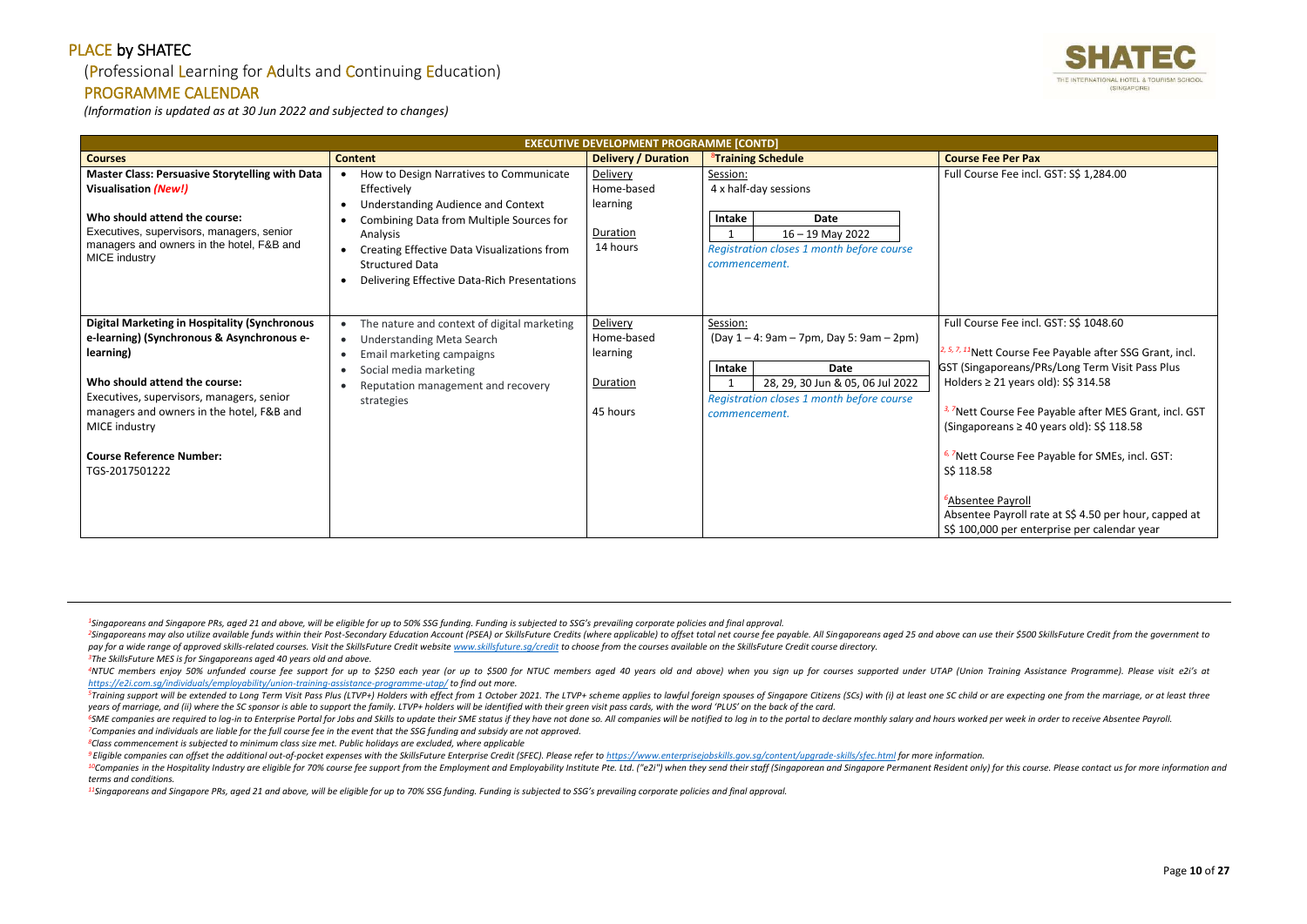# PLACE by SHATEC

## (Professional Learning for Adults and Continuing Education)

## PROGRAMME CALENDAR

*(Information is updated as at 30 Jun 2022 and subjected to changes)*

| EXECUTIVE DEVELOPMENT PROGRAMME [CONTD] | | | | |
|---|---|---|---|---|
| **Courses** | **Content** | **Delivery / Duration** | **[8]Training Schedule** | **Course Fee Per Pax** |
| **Master Class: Persuasive Storytelling with Data Visualisation *(New!)***<br><br>**Who should attend the course:**<br>Executives, supervisors, managers, senior managers and owners in the hotel, F&B and MICE industry | • How to Design Narratives to Communicate Effectively<br>• Understanding Audience and Context<br>• Combining Data from Multiple Sources for Analysis<br>• Creating Effective Data Visualizations from Structured Data<br>• Delivering Effective Data-Rich Presentations | Delivery<br>Home-based learning<br><br>Duration<br>14 hours | Session:<br>4 x half-day sessions<br><br>Intake 1: 16 – 19 May 2022<br><br>*Registration closes 1 month before course commencement.* | Full Course Fee incl. GST: S$ 1,284.00 |
| **Digital Marketing in Hospitality (Synchronous e-learning) (Synchronous & Asynchronous e-learning)**<br><br>**Who should attend the course:**<br>Executives, supervisors, managers, senior managers and owners in the hotel, F&B and MICE industry<br><br>**Course Reference Number:**<br>TGS-2017501222 | • The nature and context of digital marketing<br>• Understanding Meta Search<br>• Email marketing campaigns<br>• Social media marketing<br>• Reputation management and recovery strategies | Delivery<br>Home-based learning<br><br>Duration<br>45 hours | Session:<br>(Day 1 – 4: 9am – 7pm, Day 5: 9am – 2pm)<br><br>Intake 1: 28, 29, 30 Jun & 05, 06 Jul 2022<br><br>*Registration closes 1 month before course commencement.* | Full Course Fee incl. GST: S$ 1048.60<br><br>[2, 5, 7, 11]Nett Course Fee Payable after SSG Grant, incl. GST (Singaporeans/PRs/Long Term Visit Pass Plus Holders ≥ 21 years old): S$ 314.58<br><br>[3, 7]Nett Course Fee Payable after MES Grant, incl. GST (Singaporeans ≥ 40 years old): S$ 118.58<br><br>[6, 7]Nett Course Fee Payable for SMEs, incl. GST: S$ 118.58<br><br>[6]Absentee Payroll<br>Absentee Payroll rate at S$ 4.50 per hour, capped at S$ 100,000 per enterprise per calendar year |

*[1]Singaporeans and Singapore PRs, aged 21 and above, will be eligible for up to 50% SSG funding. Funding is subjected to SSG's prevailing corporate policies and final approval.*

*[2]Singaporeans may also utilize available funds within their Post-Secondary Education Account (PSEA) or SkillsFuture Credits (where applicable) to offset total net course fee payable. All Singaporeans aged 25 and above can use their $500 SkillsFuture Credit from the government to pay for a wide range of approved skills-related courses. Visit the SkillsFuture Credit website www.skillsfuture.sg/credit to choose from the courses available on the SkillsFuture Credit course directory.*

*[3]The SkillsFuture MES is for Singaporeans aged 40 years old and above.*

*[4]NTUC members enjoy 50% unfunded course fee support for up to $250 each year (or up to $500 for NTUC members aged 40 years old and above) when you sign up for courses supported under UTAP (Union Training Assistance Programme). Please visit e2i's at https://e2i.com.sg/individuals/employability/union-training-assistance-programme-utap/ to find out more.*

*[5]Training support will be extended to Long Term Visit Pass Plus (LTVP+) Holders with effect from 1 October 2021. The LTVP+ scheme applies to lawful foreign spouses of Singapore Citizens (SCs) with (i) at least one SC child or are expecting one from the marriage, or at least three years of marriage, and (ii) where the SC sponsor is able to support the family. LTVP+ holders will be identified with their green visit pass cards, with the word 'PLUS' on the back of the card.*

*[6]SME companies are required to log-in to Enterprise Portal for Jobs and Skills to update their SME status if they have not done so. All companies will be notified to log in to the portal to declare monthly salary and hours worked per week in order to receive Absentee Payroll.*

*[7]Companies and individuals are liable for the full course fee in the event that the SSG funding and subsidy are not approved.*

*[8]Class commencement is subjected to minimum class size met. Public holidays are excluded, where applicable*

*[9]Eligible companies can offset the additional out-of-pocket expenses with the SkillsFuture Enterprise Credit (SFEC). Please refer to https://www.enterprisejobskills.gov.sg/content/upgrade-skills/sfec.html for more information.*

*[10]Companies in the Hospitality Industry are eligible for 70% course fee support from the Employment and Employability Institute Pte. Ltd. ("e2i") when they send their staff (Singaporean and Singapore Permanent Resident only) for this course. Please contact us for more information and terms and conditions.*

*[11]Singaporeans and Singapore PRs, aged 21 and above, will be eligible for up to 70% SSG funding. Funding is subjected to SSG's prevailing corporate policies and final approval.*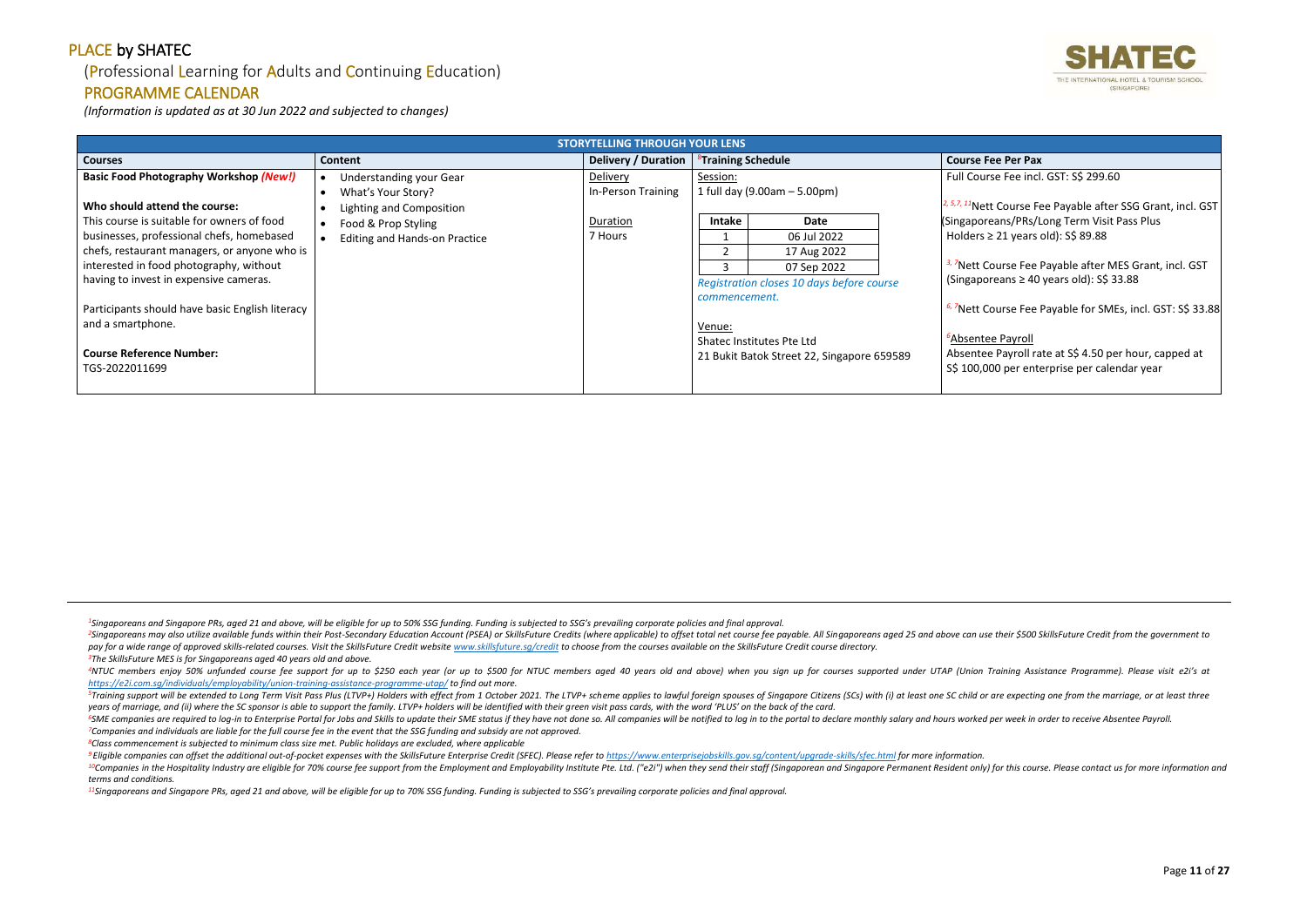# PLACE by SHATEC

(Professional Learning for Adults and Continuing Education)

## PROGRAMME CALENDAR

*(Information is updated as at 30 Jun 2022 and subjected to changes)*

| STORYTELLING THROUGH YOUR LENS | | | | |
|---|---|---|---|---|
| **Courses** | **Content** | **Delivery / Duration** | **[8]Training Schedule** | **Course Fee Per Pax** |
| **Basic Food Photography Workshop *(New!)***<br><br>**Who should attend the course:**<br>This course is suitable for owners of food businesses, professional chefs, homebased chefs, restaurant managers, or anyone who is interested in food photography, without having to invest in expensive cameras.<br><br>Participants should have basic English literacy and a smartphone.<br><br>**Course Reference Number:**<br>TGS-2022011699 | • Understanding your Gear<br>• What's Your Story?<br>• Lighting and Composition<br>• Food & Prop Styling<br>• Editing and Hands-on Practice | Delivery<br>In-Person Training<br><br>Duration<br>7 Hours | Session:<br>1 full day (9.00am – 5.00pm)<br><br>Intake 1: 06 Jul 2022<br>Intake 2: 17 Aug 2022<br>Intake 3: 07 Sep 2022<br><br>*Registration closes 10 days before course commencement.*<br><br>Venue:<br>Shatec Institutes Pte Ltd<br>21 Bukit Batok Street 22, Singapore 659589 | Full Course Fee incl. GST: S$ 299.60<br><br>[2, 5,7, 11]Nett Course Fee Payable after SSG Grant, incl. GST (Singaporeans/PRs/Long Term Visit Pass Plus Holders ≥ 21 years old): S$ 89.88<br><br>[3, 7]Nett Course Fee Payable after MES Grant, incl. GST (Singaporeans ≥ 40 years old): S$ 33.88<br><br>[6, 7]Nett Course Fee Payable for SMEs, incl. GST: S$ 33.88<br><br>[6]Absentee Payroll<br>Absentee Payroll rate at S$ 4.50 per hour, capped at S$ 100,000 per enterprise per calendar year |

*[1]Singaporeans and Singapore PRs, aged 21 and above, will be eligible for up to 50% SSG funding. Funding is subjected to SSG's prevailing corporate policies and final approval.*

*[2]Singaporeans may also utilize available funds within their Post-Secondary Education Account (PSEA) or SkillsFuture Credits (where applicable) to offset total net course fee payable. All Singaporeans aged 25 and above can use their $500 SkillsFuture Credit from the government to pay for a wide range of approved skills-related courses. Visit the SkillsFuture Credit website www.skillsfuture.sg/credit to choose from the courses available on the SkillsFuture Credit course directory.*

*[3]The SkillsFuture MES is for Singaporeans aged 40 years old and above.*

*[4]NTUC members enjoy 50% unfunded course fee support for up to $250 each year (or up to $500 for NTUC members aged 40 years old and above) when you sign up for courses supported under UTAP (Union Training Assistance Programme). Please visit e2i's at https://e2i.com.sg/individuals/employability/union-training-assistance-programme-utap/ to find out more.*

*[5]Training support will be extended to Long Term Visit Pass Plus (LTVP+) Holders with effect from 1 October 2021. The LTVP+ scheme applies to lawful foreign spouses of Singapore Citizens (SCs) with (i) at least one SC child or are expecting one from the marriage, or at least three years of marriage, and (ii) where the SC sponsor is able to support the family. LTVP+ holders will be identified with their green visit pass cards, with the word 'PLUS' on the back of the card.*

*[6]SME companies are required to log-in to Enterprise Portal for Jobs and Skills to update their SME status if they have not done so. All companies will be notified to log in to the portal to declare monthly salary and hours worked per week in order to receive Absentee Payroll.*

*[7]Companies and individuals are liable for the full course fee in the event that the SSG funding and subsidy are not approved.*

*[8]Class commencement is subjected to minimum class size met. Public holidays are excluded, where applicable*

*[9]Eligible companies can offset the additional out-of-pocket expenses with the SkillsFuture Enterprise Credit (SFEC). Please refer to https://www.enterprisejobskills.gov.sg/content/upgrade-skills/sfec.html for more information.*

*[10]Companies in the Hospitality Industry are eligible for 70% course fee support from the Employment and Employability Institute Pte. Ltd. ("e2i") when they send their staff (Singaporean and Singapore Permanent Resident only) for this course. Please contact us for more information and terms and conditions.*

*[11]Singaporeans and Singapore PRs, aged 21 and above, will be eligible for up to 70% SSG funding. Funding is subjected to SSG's prevailing corporate policies and final approval.*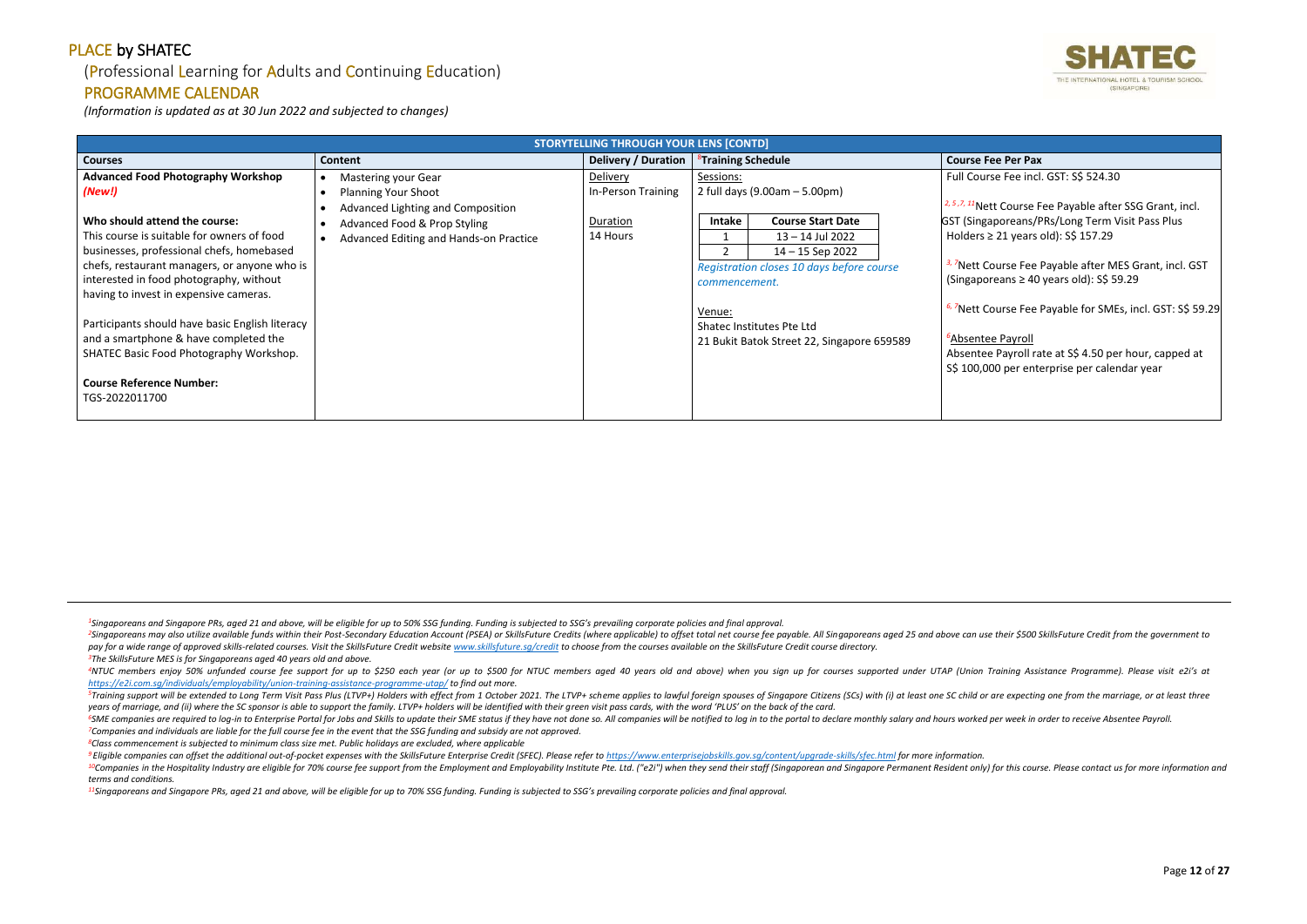# PLACE by SHATEC

(Professional Learning for Adults and Continuing Education)

## PROGRAMME CALENDAR

*(Information is updated as at 30 Jun 2022 and subjected to changes)*

| STORYTELLING THROUGH YOUR LENS [CONTD] | | | | |
|---|---|---|---|---|
| **Courses** | **Content** | **Delivery / Duration** | [8]**Training Schedule** | **Course Fee Per Pax** |
| **Advanced Food Photography Workshop** ***(New!)***<br><br>**Who should attend the course:**<br>This course is suitable for owners of food businesses, professional chefs, homebased chefs, restaurant managers, or anyone who is interested in food photography, without having to invest in expensive cameras.<br><br>Participants should have basic English literacy and a smartphone & have completed the SHATEC Basic Food Photography Workshop.<br><br>**Course Reference Number:**<br>TGS-2022011700 | • Mastering your Gear<br>• Planning Your Shoot<br>• Advanced Lighting and Composition<br>• Advanced Food & Prop Styling<br>• Advanced Editing and Hands-on Practice | Delivery<br>In-Person Training<br><br>Duration<br>14 Hours | Sessions:<br>2 full days (9.00am – 5.00pm)<br><br>**Intake** / **Course Start Date**<br>1 / 13 – 14 Jul 2022<br>2 / 14 – 15 Sep 2022<br><br>*Registration closes 10 days before course commencement.*<br><br>Venue:<br>Shatec Institutes Pte Ltd<br>21 Bukit Batok Street 22, Singapore 659589 | Full Course Fee incl. GST: S$ 524.30<br><br>[2, 5, 7, 11]Nett Course Fee Payable after SSG Grant, incl. GST (Singaporeans/PRs/Long Term Visit Pass Plus Holders ≥ 21 years old): S$ 157.29<br><br>[3, 7]Nett Course Fee Payable after MES Grant, incl. GST (Singaporeans ≥ 40 years old): S$ 59.29<br><br>[6, 7]Nett Course Fee Payable for SMEs, incl. GST: S$ 59.29<br><br>[6]Absentee Payroll<br>Absentee Payroll rate at S$ 4.50 per hour, capped at S$ 100,000 per enterprise per calendar year |

*[1]Singaporeans and Singapore PRs, aged 21 and above, will be eligible for up to 50% SSG funding. Funding is subjected to SSG's prevailing corporate policies and final approval.*

*[2]Singaporeans may also utilize available funds within their Post-Secondary Education Account (PSEA) or SkillsFuture Credits (where applicable) to offset total net course fee payable. All Singaporeans aged 25 and above can use their $500 SkillsFuture Credit from the government to pay for a wide range of approved skills-related courses. Visit the SkillsFuture Credit website www.skillsfuture.sg/credit to choose from the courses available on the SkillsFuture Credit course directory.*

*[3]The SkillsFuture MES is for Singaporeans aged 40 years old and above.*

*[4]NTUC members enjoy 50% unfunded course fee support for up to $250 each year (or up to $500 for NTUC members aged 40 years old and above) when you sign up for courses supported under UTAP (Union Training Assistance Programme). Please visit e2i's at https://e2i.com.sg/individuals/employability/union-training-assistance-programme-utap/ to find out more.*

*[5]Training support will be extended to Long Term Visit Pass Plus (LTVP+) Holders with effect from 1 October 2021. The LTVP+ scheme applies to lawful foreign spouses of Singapore Citizens (SCs) with (i) at least one SC child or are expecting one from the marriage, or at least three years of marriage, and (ii) where the SC sponsor is able to support the family. LTVP+ holders will be identified with their green visit pass cards, with the word 'PLUS' on the back of the card.*

*[6]SME companies are required to log-in to Enterprise Portal for Jobs and Skills to update their SME status if they have not done so. All companies will be notified to log in to the portal to declare monthly salary and hours worked per week in order to receive Absentee Payroll.*

*[7]Companies and individuals are liable for the full course fee in the event that the SSG funding and subsidy are not approved.*

*[8]Class commencement is subjected to minimum class size met. Public holidays are excluded, where applicable*

*[9]Eligible companies can offset the additional out-of-pocket expenses with the SkillsFuture Enterprise Credit (SFEC). Please refer to https://www.enterprisejobskills.gov.sg/content/upgrade-skills/sfec.html for more information.*

*[10]Companies in the Hospitality Industry are eligible for 70% course fee support from the Employment and Employability Institute Pte. Ltd. ("e2i") when they send their staff (Singaporean and Singapore Permanent Resident only) for this course. Please contact us for more information and terms and conditions.*

*[11]Singaporeans and Singapore PRs, aged 21 and above, will be eligible for up to 70% SSG funding. Funding is subjected to SSG's prevailing corporate policies and final approval.*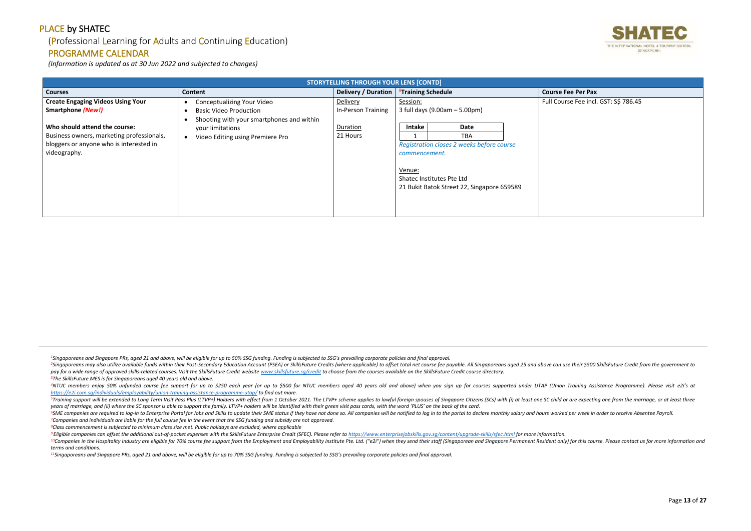# PLACE by SHATEC

(Professional Learning for Adults and Continuing Education)

## PROGRAMME CALENDAR

*(Information is updated as at 30 Jun 2022 and subjected to changes)*

| STORYTELLING THROUGH YOUR LENS [CONTD] | | | | |
|---|---|---|---|---|
| **Courses** | **Content** | **Delivery / Duration** | [8]**Training Schedule** | **Course Fee Per Pax** |
| **Create Engaging Videos Using Your Smartphone** ***(New!)***<br><br>**Who should attend the course:**<br>Business owners, marketing professionals, bloggers or anyone who is interested in videography. | • Conceptualizing Your Video<br>• Basic Video Production<br>• Shooting with your smartphones and within your limitations<br>• Video Editing using Premiere Pro | Delivery<br>In-Person Training<br><br>Duration<br>21 Hours | Session:<br>3 full days (9.00am – 5.00pm)<br><br>Intake: 1 — Date: TBA<br><br>*Registration closes 2 weeks before course commencement.*<br><br>Venue:<br>Shatec Institutes Pte Ltd<br>21 Bukit Batok Street 22, Singapore 659589 | Full Course Fee incl. GST: S$ 786.45 |

*[1]Singaporeans and Singapore PRs, aged 21 and above, will be eligible for up to 50% SSG funding. Funding is subjected to SSG's prevailing corporate policies and final approval.*

*[2]Singaporeans may also utilize available funds within their Post-Secondary Education Account (PSEA) or SkillsFuture Credits (where applicable) to offset total net course fee payable. All Singaporeans aged 25 and above can use their $500 SkillsFuture Credit from the government to pay for a wide range of approved skills-related courses. Visit the SkillsFuture Credit website www.skillsfuture.sg/credit to choose from the courses available on the SkillsFuture Credit course directory.*

*[3]The SkillsFuture MES is for Singaporeans aged 40 years old and above.*

*[4]NTUC members enjoy 50% unfunded course fee support for up to $250 each year (or up to $500 for NTUC members aged 40 years old and above) when you sign up for courses supported under UTAP (Union Training Assistance Programme). Please visit e2i's at https://e2i.com.sg/individuals/employability/union-training-assistance-programme-utap/ to find out more.*

*[5]Training support will be extended to Long Term Visit Pass Plus (LTVP+) Holders with effect from 1 October 2021. The LTVP+ scheme applies to lawful foreign spouses of Singapore Citizens (SCs) with (i) at least one SC child or are expecting one from the marriage, or at least three years of marriage, and (ii) where the SC sponsor is able to support the family. LTVP+ holders will be identified with their green visit pass cards, with the word 'PLUS' on the back of the card.*

*[6]SME companies are required to log-in to Enterprise Portal for Jobs and Skills to update their SME status if they have not done so. All companies will be notified to log in to the portal to declare monthly salary and hours worked per week in order to receive Absentee Payroll.*

*[7]Companies and individuals are liable for the full course fee in the event that the SSG funding and subsidy are not approved.*

*[8]Class commencement is subjected to minimum class size met. Public holidays are excluded, where applicable*

*[9]Eligible companies can offset the additional out-of-pocket expenses with the SkillsFuture Enterprise Credit (SFEC). Please refer to https://www.enterprisejobskills.gov.sg/content/upgrade-skills/sfec.html for more information.*

*[10]Companies in the Hospitality Industry are eligible for 70% course fee support from the Employment and Employability Institute Pte. Ltd. ("e2i") when they send their staff (Singaporean and Singapore Permanent Resident only) for this course. Please contact us for more information and terms and conditions.*

*[11]Singaporeans and Singapore PRs, aged 21 and above, will be eligible for up to 70% SSG funding. Funding is subjected to SSG's prevailing corporate policies and final approval.*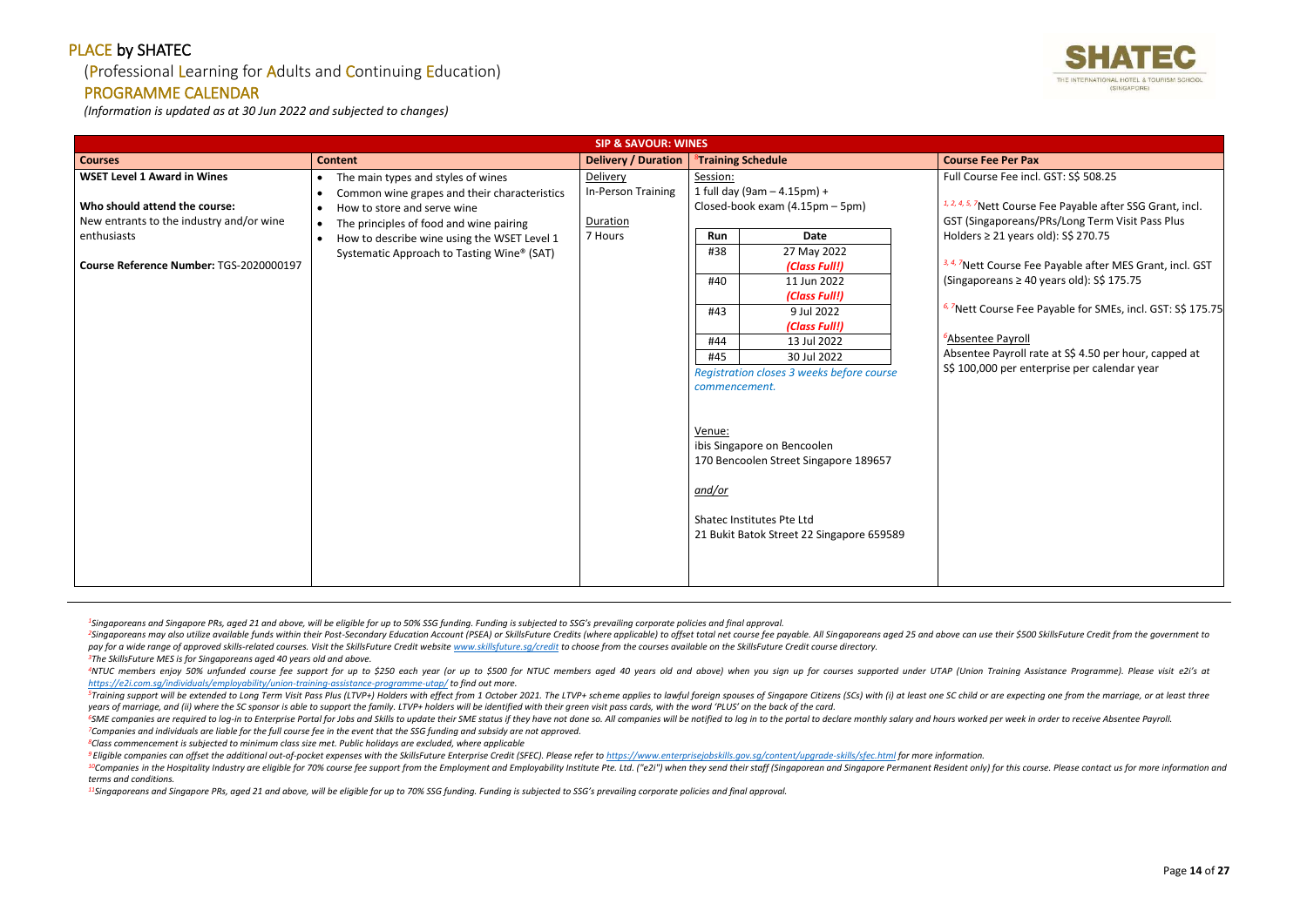# PLACE by SHATEC

(Professional Learning for Adults and Continuing Education)

## PROGRAMME CALENDAR

*(Information is updated as at 30 Jun 2022 and subjected to changes)*

| SIP & SAVOUR: WINES | | | | |
|---|---|---|---|---|
| **Courses** | **Content** | **Delivery / Duration** | [8]**Training Schedule** | **Course Fee Per Pax** |
| **WSET Level 1 Award in Wines**<br><br>**Who should attend the course:**<br>New entrants to the industry and/or wine enthusiasts<br><br>**Course Reference Number:** TGS-2020000197 | • The main types and styles of wines<br>• Common wine grapes and their characteristics<br>• How to store and serve wine<br>• The principles of food and wine pairing<br>• How to describe wine using the WSET Level 1 Systematic Approach to Tasting Wine® (SAT) | Delivery<br>In-Person Training<br><br>Duration<br>7 Hours | Session:<br>1 full day (9am – 4.15pm) + Closed-book exam (4.15pm – 5pm)<br><br>Run / Date:<br>#38 – 27 May 2022 *(Class Full!)*<br>#40 – 11 Jun 2022 *(Class Full!)*<br>#43 – 9 Jul 2022 *(Class Full!)*<br>#44 – 13 Jul 2022<br>#45 – 30 Jul 2022<br><br>*Registration closes 3 weeks before course commencement.*<br><br>Venue:<br>ibis Singapore on Bencoolen<br>170 Bencoolen Street Singapore 189657<br><br>*and/or*<br><br>Shatec Institutes Pte Ltd<br>21 Bukit Batok Street 22 Singapore 659589 | Full Course Fee incl. GST: S$ 508.25<br><br>[1, 2, 4, 5, 7]Nett Course Fee Payable after SSG Grant, incl. GST (Singaporeans/PRs/Long Term Visit Pass Plus Holders ≥ 21 years old): S$ 270.75<br><br>[3, 4, 7]Nett Course Fee Payable after MES Grant, incl. GST (Singaporeans ≥ 40 years old): S$ 175.75<br><br>[6, 7]Nett Course Fee Payable for SMEs, incl. GST: S$ 175.75<br><br>[6]Absentee Payroll<br>Absentee Payroll rate at S$ 4.50 per hour, capped at S$ 100,000 per enterprise per calendar year |

*[1]Singaporeans and Singapore PRs, aged 21 and above, will be eligible for up to 50% SSG funding. Funding is subjected to SSG's prevailing corporate policies and final approval.*

*[2]Singaporeans may also utilize available funds within their Post-Secondary Education Account (PSEA) or SkillsFuture Credits (where applicable) to offset total net course fee payable. All Singaporeans aged 25 and above can use their $500 SkillsFuture Credit from the government to pay for a wide range of approved skills-related courses. Visit the SkillsFuture Credit website www.skillsfuture.sg/credit to choose from the courses available on the SkillsFuture Credit course directory.*

*[3]The SkillsFuture MES is for Singaporeans aged 40 years old and above.*

*[4]NTUC members enjoy 50% unfunded course fee support for up to $250 each year (or up to $500 for NTUC members aged 40 years old and above) when you sign up for courses supported under UTAP (Union Training Assistance Programme). Please visit e2i's at https://e2i.com.sg/individuals/employability/union-training-assistance-programme-utap/ to find out more.*

*[5]Training support will be extended to Long Term Visit Pass Plus (LTVP+) Holders with effect from 1 October 2021. The LTVP+ scheme applies to lawful foreign spouses of Singapore Citizens (SCs) with (i) at least one SC child or are expecting one from the marriage, or at least three years of marriage, and (ii) where the SC sponsor is able to support the family. LTVP+ holders will be identified with their green visit pass cards, with the word 'PLUS' on the back of the card.*

*[6]SME companies are required to log-in to Enterprise Portal for Jobs and Skills to update their SME status if they have not done so. All companies will be notified to log in to the portal to declare monthly salary and hours worked per week in order to receive Absentee Payroll.*

*[7]Companies and individuals are liable for the full course fee in the event that the SSG funding and subsidy are not approved.*

*[8]Class commencement is subjected to minimum class size met. Public holidays are excluded, where applicable*

*[9]Eligible companies can offset the additional out-of-pocket expenses with the SkillsFuture Enterprise Credit (SFEC). Please refer to https://www.enterprisejobskills.gov.sg/content/upgrade-skills/sfec.html for more information.*

*[10]Companies in the Hospitality Industry are eligible for 70% course fee support from the Employment and Employability Institute Pte. Ltd. ("e2i") when they send their staff (Singaporean and Singapore Permanent Resident only) for this course. Please contact us for more information and terms and conditions.*

*[11]Singaporeans and Singapore PRs, aged 21 and above, will be eligible for up to 70% SSG funding. Funding is subjected to SSG's prevailing corporate policies and final approval.*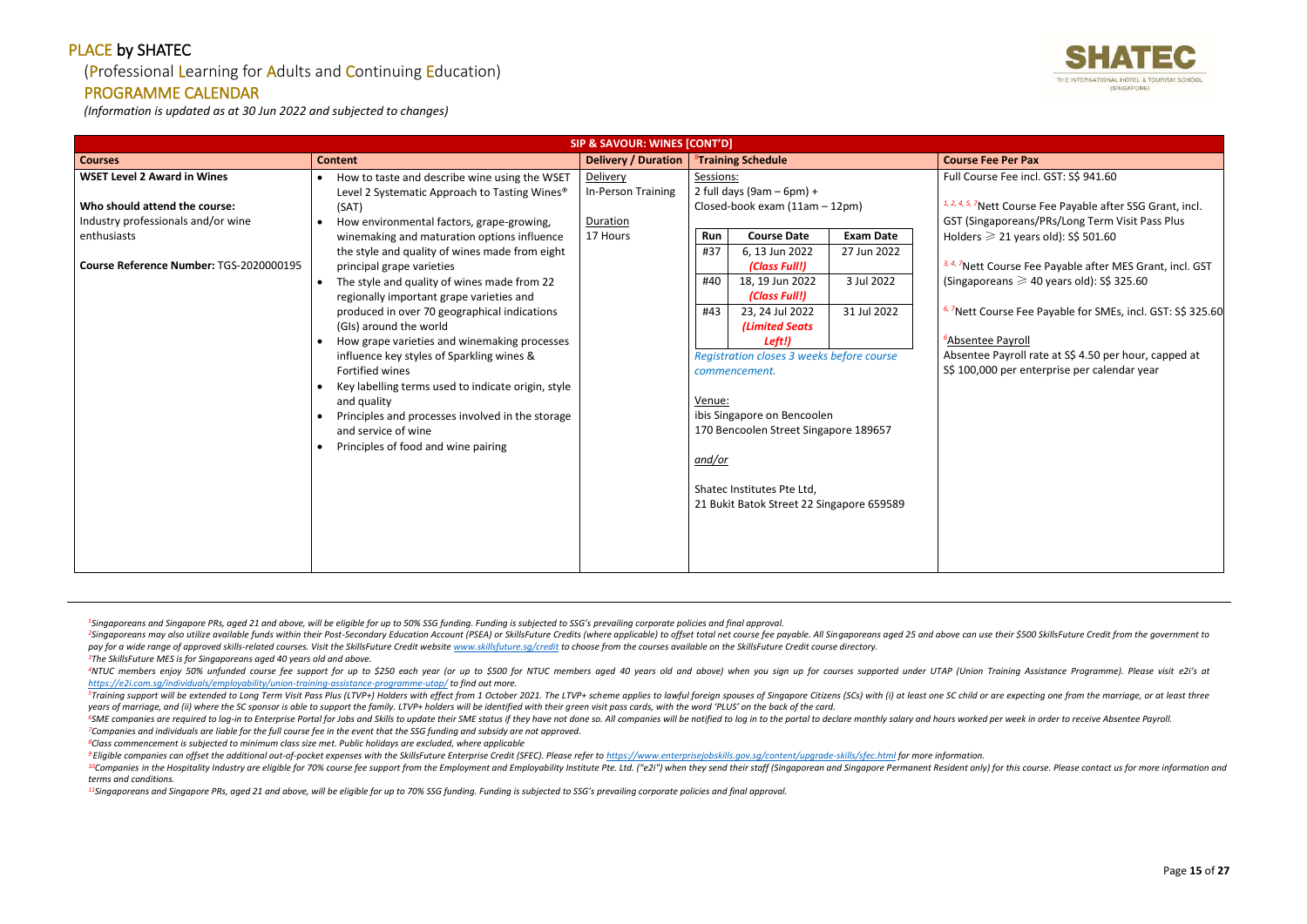# PLACE by SHATEC

(Professional Learning for Adults and Continuing Education)

## PROGRAMME CALENDAR

*(Information is updated as at 30 Jun 2022 and subjected to changes)*

**SIP & SAVOUR: WINES [CONT'D]**

| Courses | Content | Delivery / Duration | [8]Training Schedule | Course Fee Per Pax |
|---|---|---|---|---|
| **WSET Level 2 Award in Wines**<br><br>**Who should attend the course:**<br>Industry professionals and/or wine enthusiasts<br><br>**Course Reference Number: TGS-2020000195** | • How to taste and describe wine using the WSET Level 2 Systematic Approach to Tasting Wines® (SAT)<br>• How environmental factors, grape-growing, winemaking and maturation options influence the style and quality of wines made from eight principal grape varieties<br>• The style and quality of wines made from 22 regionally important grape varieties and produced in over 70 geographical indications (GIs) around the world<br>• How grape varieties and winemaking processes influence key styles of Sparkling wines & Fortified wines<br>• Key labelling terms used to indicate origin, style and quality<br>• Principles and processes involved in the storage and service of wine<br>• Principles of food and wine pairing | Delivery<br>In-Person Training<br><br>Duration<br>17 Hours | Sessions:<br>2 full days (9am – 6pm) +<br>Closed-book exam (11am – 12pm)<br><br>Run #37: 6, 13 Jun 2022 *(Class Full!)* – Exam Date: 27 Jun 2022<br>Run #40: 18, 19 Jun 2022 *(Class Full!)* – Exam Date: 3 Jul 2022<br>Run #43: 23, 24 Jul 2022 *(Limited Seats Left!)* – Exam Date: 31 Jul 2022<br><br>*Registration closes 3 weeks before course commencement.*<br><br>Venue:<br>ibis Singapore on Bencoolen<br>170 Bencoolen Street Singapore 189657<br><br>*and/or*<br><br>Shatec Institutes Pte Ltd,<br>21 Bukit Batok Street 22 Singapore 659589 | Full Course Fee incl. GST: S$ 941.60<br><br>[1, 2, 4, 5, 7]Nett Course Fee Payable after SSG Grant, incl. GST (Singaporeans/PRs/Long Term Visit Pass Plus Holders ⩾ 21 years old): S$ 501.60<br><br>[3, 4, 7]Nett Course Fee Payable after MES Grant, incl. GST (Singaporeans ⩾ 40 years old): S$ 325.60<br><br>[6, 7]Nett Course Fee Payable for SMEs, incl. GST: S$ 325.60<br><br>[6]Absentee Payroll<br>Absentee Payroll rate at S$ 4.50 per hour, capped at S$ 100,000 per enterprise per calendar year |

[1]Singaporeans and Singapore PRs, aged 21 and above, will be eligible for up to 50% SSG funding. Funding is subjected to SSG's prevailing corporate policies and final approval.

[2]Singaporeans may also utilize available funds within their Post-Secondary Education Account (PSEA) or SkillsFuture Credits (where applicable) to offset total net course fee payable. All Singaporeans aged 25 and above can use their $500 SkillsFuture Credit from the government to pay for a wide range of approved skills-related courses. Visit the SkillsFuture Credit website www.skillsfuture.sg/credit to choose from the courses available on the SkillsFuture Credit course directory.

[3]The SkillsFuture MES is for Singaporeans aged 40 years old and above.

[4]NTUC members enjoy 50% unfunded course fee support for up to $250 each year (or up to $500 for NTUC members aged 40 years old and above) when you sign up for courses supported under UTAP (Union Training Assistance Programme). Please visit e2i's at https://e2i.com.sg/individuals/employability/union-training-assistance-programme-utap/ to find out more.

[5]Training support will be extended to Long Term Visit Pass Plus (LTVP+) Holders with effect from 1 October 2021. The LTVP+ scheme applies to lawful foreign spouses of Singapore Citizens (SCs) with (i) at least one SC child or are expecting one from the marriage, or at least three years of marriage, and (ii) where the SC sponsor is able to support the family. LTVP+ holders will be identified with their green visit pass cards, with the word 'PLUS' on the back of the card.

[6]SME companies are required to log-in to Enterprise Portal for Jobs and Skills to update their SME status if they have not done so. All companies will be notified to log in to the portal to declare monthly salary and hours worked per week in order to receive Absentee Payroll.

[7]Companies and individuals are liable for the full course fee in the event that the SSG funding and subsidy are not approved.

[8]Class commencement is subjected to minimum class size met. Public holidays are excluded, where applicable

[9]Eligible companies can offset the additional out-of-pocket expenses with the SkillsFuture Enterprise Credit (SFEC). Please refer to https://www.enterprisejobskills.gov.sg/content/upgrade-skills/sfec.html for more information.

[10]Companies in the Hospitality Industry are eligible for 70% course fee support from the Employment and Employability Institute Pte. Ltd. ("e2i") when they send their staff (Singaporean and Singapore Permanent Resident only) for this course. Please contact us for more information and terms and conditions.

[11]Singaporeans and Singapore PRs, aged 21 and above, will be eligible for up to 70% SSG funding. Funding is subjected to SSG's prevailing corporate policies and final approval.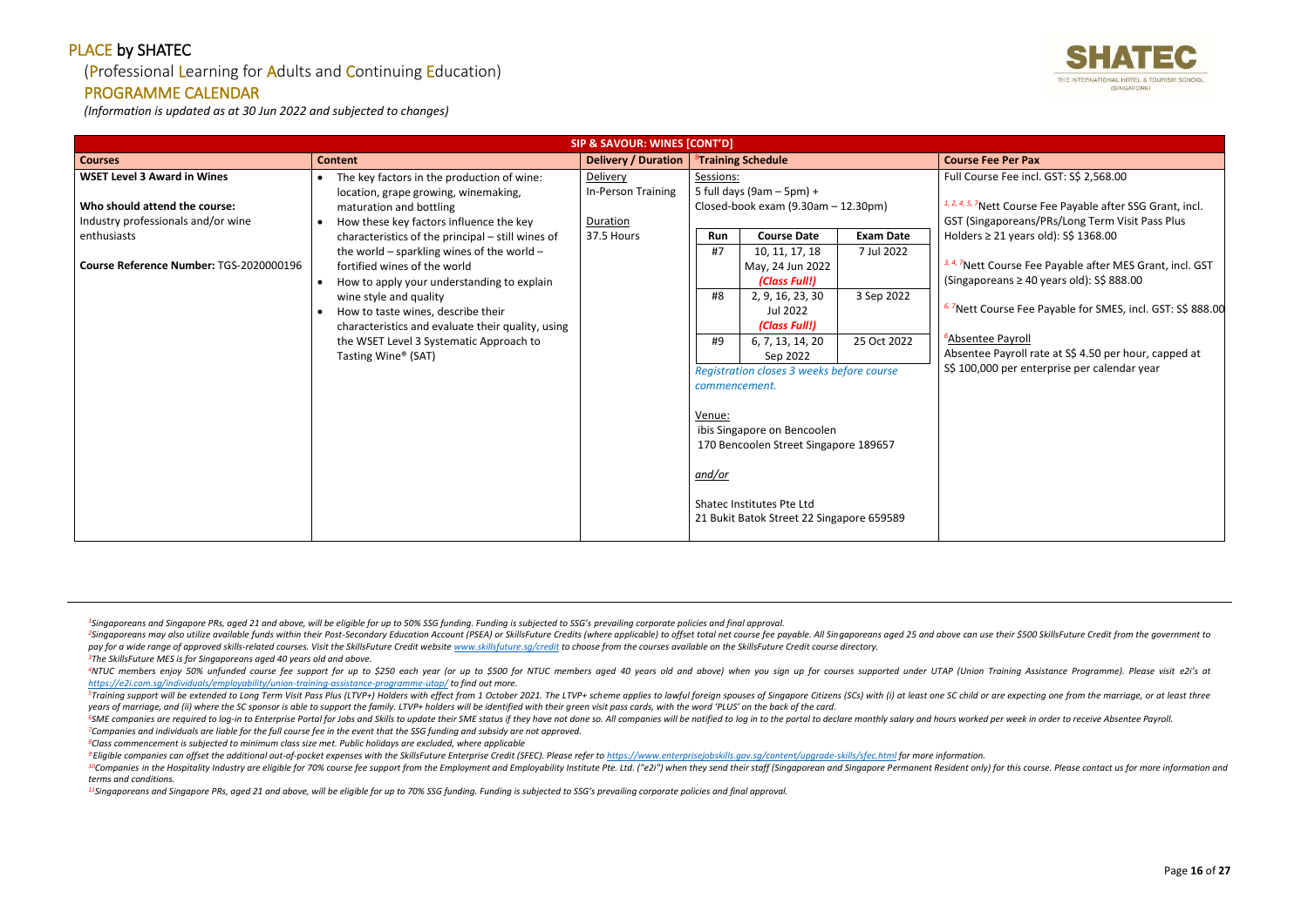# PLACE by SHATEC

(Professional Learning for Adults and Continuing Education)

## PROGRAMME CALENDAR

*(Information is updated as at 30 Jun 2022 and subjected to changes)*

| SIP & SAVOUR: WINES [CONT'D] | | | | |
|---|---|---|---|---|
| **Courses** | **Content** | **Delivery / Duration** | [8]**Training Schedule** | **Course Fee Per Pax** |
| **WSET Level 3 Award in Wines**<br><br>**Who should attend the course:**<br>Industry professionals and/or wine enthusiasts<br><br>**Course Reference Number:** TGS-2020000196 | • The key factors in the production of wine: location, grape growing, winemaking, maturation and bottling<br>• How these key factors influence the key characteristics of the principal – still wines of the world – sparkling wines of the world – fortified wines of the world<br>• How to apply your understanding to explain wine style and quality<br>• How to taste wines, describe their characteristics and evaluate their quality, using the WSET Level 3 Systematic Approach to Tasting Wine® (SAT) | Delivery<br>In-Person Training<br><br>Duration<br>37.5 Hours | Sessions:<br>5 full days (9am – 5pm) +<br>Closed-book exam (9.30am – 12.30pm)<br><br>**Run** / **Course Date** / **Exam Date**<br>#7 / 10, 11, 17, 18 May, 24 Jun 2022 *(Class Full!)* / 7 Jul 2022<br>#8 / 2, 9, 16, 23, 30 Jul 2022 *(Class Full!)* / 3 Sep 2022<br>#9 / 6, 7, 13, 14, 20 Sep 2022 / 25 Oct 2022<br><br>*Registration closes 3 weeks before course commencement.*<br><br>Venue:<br>ibis Singapore on Bencoolen<br>170 Bencoolen Street Singapore 189657<br><br>*and/or*<br><br>Shatec Institutes Pte Ltd<br>21 Bukit Batok Street 22 Singapore 659589 | Full Course Fee incl. GST: S$ 2,568.00<br><br>[1, 2, 4, 5, 7]Nett Course Fee Payable after SSG Grant, incl. GST (Singaporeans/PRs/Long Term Visit Pass Plus Holders ≥ 21 years old): S$ 1368.00<br><br>[3, 4, 7]Nett Course Fee Payable after MES Grant, incl. GST (Singaporeans ≥ 40 years old): S$ 888.00<br><br>[6, 7]Nett Course Fee Payable for SMES, incl. GST: S$ 888.00<br><br>[6]Absentee Payroll<br>Absentee Payroll rate at S$ 4.50 per hour, capped at S$ 100,000 per enterprise per calendar year |

*[1]Singaporeans and Singapore PRs, aged 21 and above, will be eligible for up to 50% SSG funding. Funding is subjected to SSG's prevailing corporate policies and final approval.*

*[2]Singaporeans may also utilize available funds within their Post-Secondary Education Account (PSEA) or SkillsFuture Credits (where applicable) to offset total net course fee payable. All Singaporeans aged 25 and above can use their $500 SkillsFuture Credit from the government to pay for a wide range of approved skills-related courses. Visit the SkillsFuture Credit website www.skillsfuture.sg/credit to choose from the courses available on the SkillsFuture Credit course directory.*

*[3]The SkillsFuture MES is for Singaporeans aged 40 years old and above.*

*[4]NTUC members enjoy 50% unfunded course fee support for up to $250 each year (or up to $500 for NTUC members aged 40 years old and above) when you sign up for courses supported under UTAP (Union Training Assistance Programme). Please visit e2i's at https://e2i.com.sg/individuals/employability/union-training-assistance-programme-utap/ to find out more.*

*[5]Training support will be extended to Long Term Visit Pass Plus (LTVP+) Holders with effect from 1 October 2021. The LTVP+ scheme applies to lawful foreign spouses of Singapore Citizens (SCs) with (i) at least one SC child or are expecting one from the marriage, or at least three years of marriage, and (ii) where the SC sponsor is able to support the family. LTVP+ holders will be identified with their green visit pass cards, with the word 'PLUS' on the back of the card.*

*[6]SME companies are required to log-in to Enterprise Portal for Jobs and Skills to update their SME status if they have not done so. All companies will be notified to log in to the portal to declare monthly salary and hours worked per week in order to receive Absentee Payroll.*

*[7]Companies and individuals are liable for the full course fee in the event that the SSG funding and subsidy are not approved.*

*[8]Class commencement is subjected to minimum class size met. Public holidays are excluded, where applicable*

*[9]Eligible companies can offset the additional out-of-pocket expenses with the SkillsFuture Enterprise Credit (SFEC). Please refer to https://www.enterprisejobskills.gov.sg/content/upgrade-skills/sfec.html for more information.*

*[10]Companies in the Hospitality Industry are eligible for 70% course fee support from the Employment and Employability Institute Pte. Ltd. ("e2i") when they send their staff (Singaporean and Singapore Permanent Resident only) for this course. Please contact us for more information and terms and conditions.*

*[11]Singaporeans and Singapore PRs, aged 21 and above, will be eligible for up to 70% SSG funding. Funding is subjected to SSG's prevailing corporate policies and final approval.*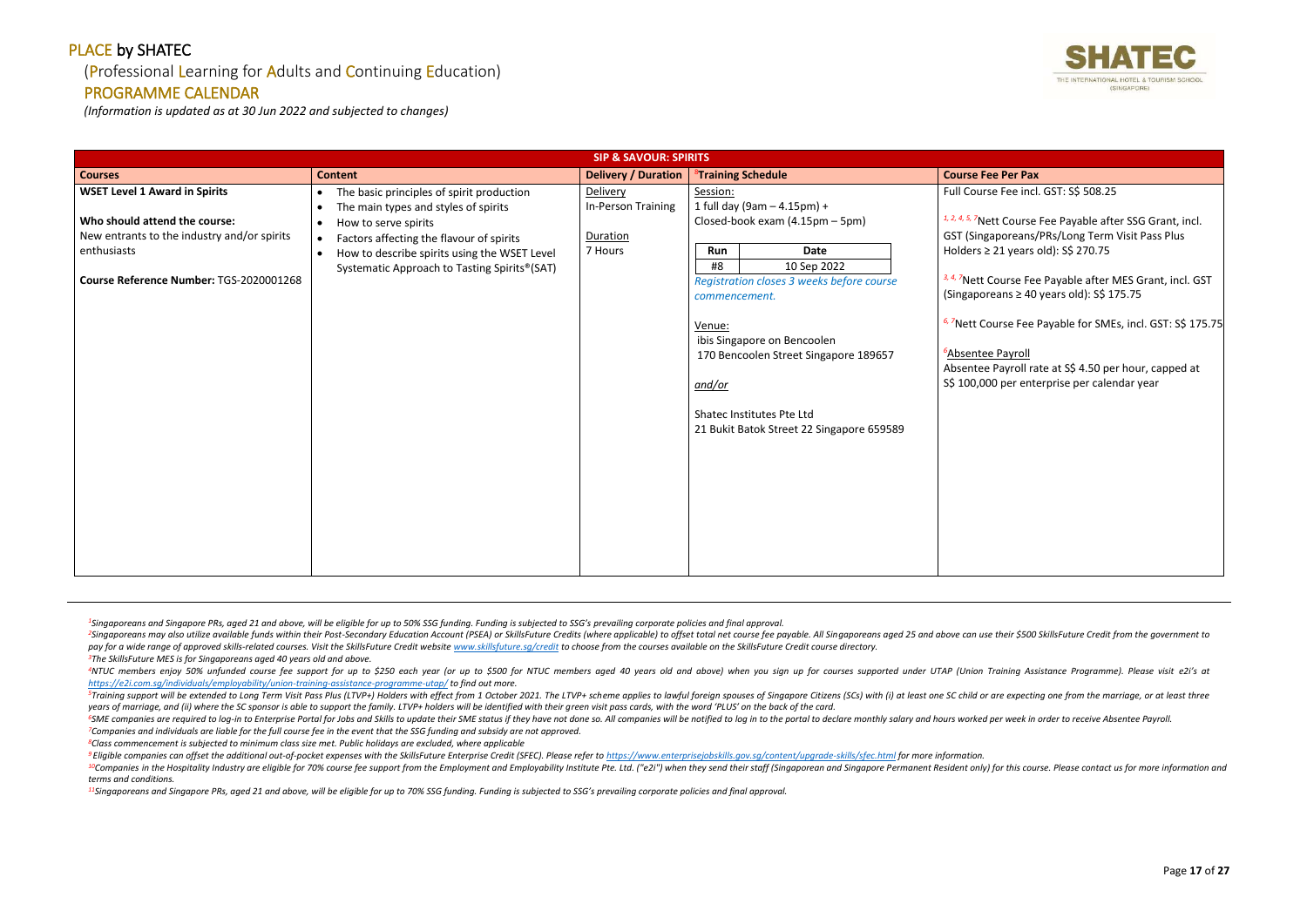# PLACE by SHATEC

(Professional Learning for Adults and Continuing Education)

## PROGRAMME CALENDAR

*(Information is updated as at 30 Jun 2022 and subjected to changes)*

| SIP & SAVOUR: SPIRITS | | | | |
|---|---|---|---|---|
| **Courses** | **Content** | **Delivery / Duration** | [8]**Training Schedule** | **Course Fee Per Pax** |
| **WSET Level 1 Award in Spirits**<br><br>**Who should attend the course:**<br>New entrants to the industry and/or spirits enthusiasts<br><br>**Course Reference Number:** TGS-2020001268 | • The basic principles of spirit production<br>• The main types and styles of spirits<br>• How to serve spirits<br>• Factors affecting the flavour of spirits<br>• How to describe spirits using the WSET Level Systematic Approach to Tasting Spirits®(SAT) | Delivery<br>In-Person Training<br><br>Duration<br>7 Hours | Session:<br>1 full day (9am – 4.15pm) +<br>Closed-book exam (4.15pm – 5pm)<br><br>Run: #8 / Date: 10 Sep 2022<br><br>*Registration closes 3 weeks before course commencement.*<br><br>Venue:<br>ibis Singapore on Bencoolen<br>170 Bencoolen Street Singapore 189657<br><br>*and/or*<br><br>Shatec Institutes Pte Ltd<br>21 Bukit Batok Street 22 Singapore 659589 | Full Course Fee incl. GST: S$ 508.25<br><br>[1, 2, 4, 5, 7]Nett Course Fee Payable after SSG Grant, incl. GST (Singaporeans/PRs/Long Term Visit Pass Plus Holders ≥ 21 years old): S$ 270.75<br><br>[3, 4, 7]Nett Course Fee Payable after MES Grant, incl. GST (Singaporeans ≥ 40 years old): S$ 175.75<br><br>[6, 7]Nett Course Fee Payable for SMEs, incl. GST: S$ 175.75<br><br>[6]Absentee Payroll<br>Absentee Payroll rate at S$ 4.50 per hour, capped at S$ 100,000 per enterprise per calendar year |

*[1]Singaporeans and Singapore PRs, aged 21 and above, will be eligible for up to 50% SSG funding. Funding is subjected to SSG's prevailing corporate policies and final approval.*

*[2]Singaporeans may also utilize available funds within their Post-Secondary Education Account (PSEA) or SkillsFuture Credits (where applicable) to offset total net course fee payable. All Singaporeans aged 25 and above can use their $500 SkillsFuture Credit from the government to pay for a wide range of approved skills-related courses. Visit the SkillsFuture Credit website www.skillsfuture.sg/credit to choose from the courses available on the SkillsFuture Credit course directory.*

*[3]The SkillsFuture MES is for Singaporeans aged 40 years old and above.*

*[4]NTUC members enjoy 50% unfunded course fee support for up to $250 each year (or up to $500 for NTUC members aged 40 years old and above) when you sign up for courses supported under UTAP (Union Training Assistance Programme). Please visit e2i's at https://e2i.com.sg/individuals/employability/union-training-assistance-programme-utap/ to find out more.*

*[5]Training support will be extended to Long Term Visit Pass Plus (LTVP+) Holders with effect from 1 October 2021. The LTVP+ scheme applies to lawful foreign spouses of Singapore Citizens (SCs) with (i) at least one SC child or are expecting one from the marriage, or at least three years of marriage, and (ii) where the SC sponsor is able to support the family. LTVP+ holders will be identified with their green visit pass cards, with the word 'PLUS' on the back of the card.*

*[6]SME companies are required to log-in to Enterprise Portal for Jobs and Skills to update their SME status if they have not done so. All companies will be notified to log in to the portal to declare monthly salary and hours worked per week in order to receive Absentee Payroll.*

*[7]Companies and individuals are liable for the full course fee in the event that the SSG funding and subsidy are not approved.*

*[8]Class commencement is subjected to minimum class size met. Public holidays are excluded, where applicable*

*[9]Eligible companies can offset the additional out-of-pocket expenses with the SkillsFuture Enterprise Credit (SFEC). Please refer to https://www.enterprisejobskills.gov.sg/content/upgrade-skills/sfec.html for more information.*

*[10]Companies in the Hospitality Industry are eligible for 70% course fee support from the Employment and Employability Institute Pte. Ltd. ("e2i") when they send their staff (Singaporean and Singapore Permanent Resident only) for this course. Please contact us for more information and terms and conditions.*

*[11]Singaporeans and Singapore PRs, aged 21 and above, will be eligible for up to 70% SSG funding. Funding is subjected to SSG's prevailing corporate policies and final approval.*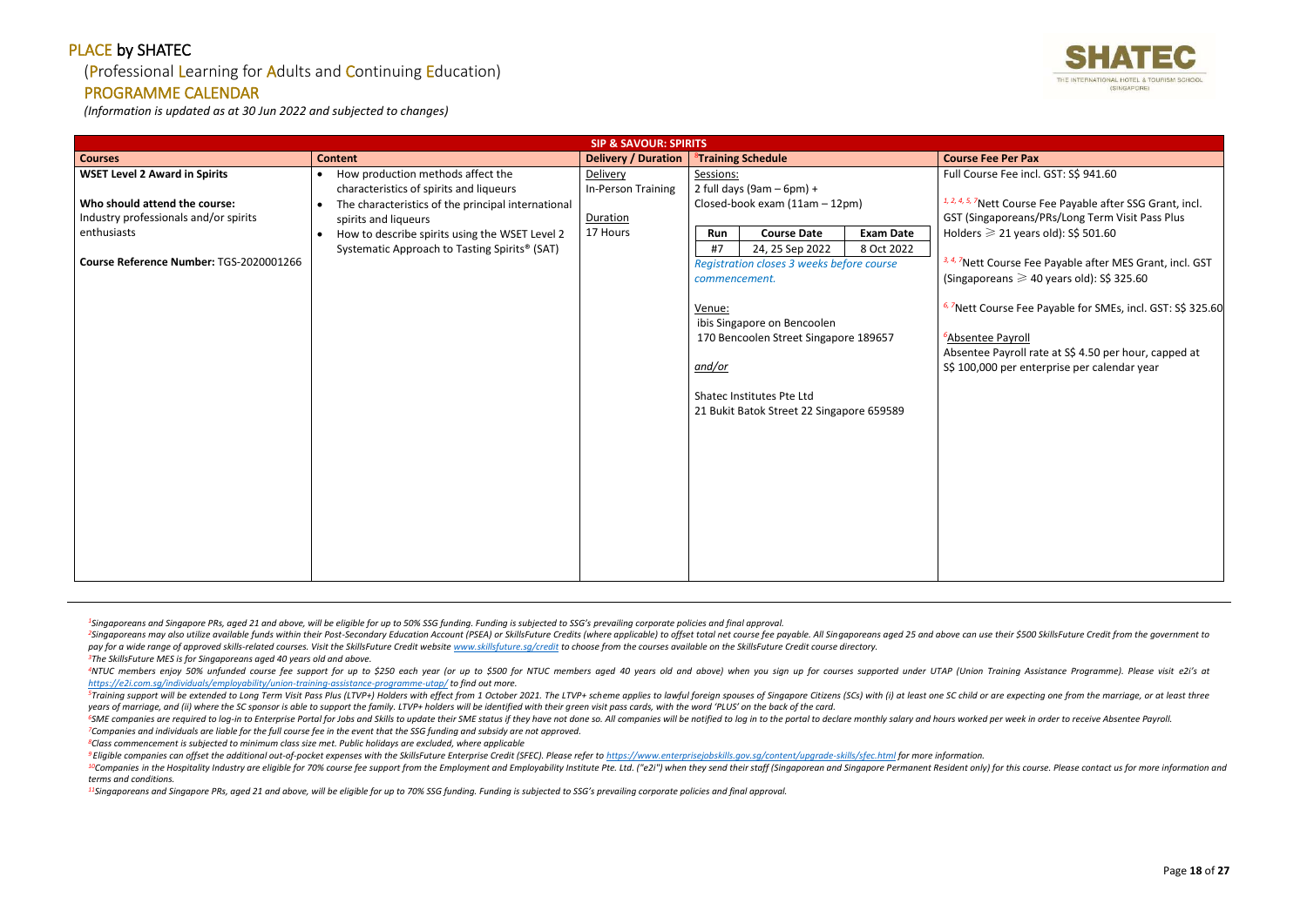# PLACE by SHATEC

## (Professional Learning for Adults and Continuing Education)

## PROGRAMME CALENDAR

*(Information is updated as at 30 Jun 2022 and subjected to changes)*

| SIP & SAVOUR: SPIRITS | | | | |
|---|---|---|---|---|
| **Courses** | **Content** | **Delivery / Duration** | [8]**Training Schedule** | **Course Fee Per Pax** |
| **WSET Level 2 Award in Spirits**<br><br>**Who should attend the course:**<br>Industry professionals and/or spirits enthusiasts<br><br>**Course Reference Number:** TGS-2020001266 | • How production methods affect the characteristics of spirits and liqueurs<br>• The characteristics of the principal international spirits and liqueurs<br>• How to describe spirits using the WSET Level 2 Systematic Approach to Tasting Spirits® (SAT) | Delivery<br>In-Person Training<br><br>Duration<br>17 Hours | Sessions:<br>2 full days (9am – 6pm) +<br>Closed-book exam (11am – 12pm)<br><br>**Run** / **Course Date** / **Exam Date**<br>#7 / 24, 25 Sep 2022 / 8 Oct 2022<br><br>*Registration closes 3 weeks before course commencement.*<br><br>Venue:<br>ibis Singapore on Bencoolen<br>170 Bencoolen Street Singapore 189657<br><br>*and/or*<br><br>Shatec Institutes Pte Ltd<br>21 Bukit Batok Street 22 Singapore 659589 | Full Course Fee incl. GST: S$ 941.60<br><br>[1, 2, 4, 5, 7]Nett Course Fee Payable after SSG Grant, incl. GST (Singaporeans/PRs/Long Term Visit Pass Plus Holders ⩾ 21 years old): S$ 501.60<br><br>[3, 4, 7]Nett Course Fee Payable after MES Grant, incl. GST (Singaporeans ⩾ 40 years old): S$ 325.60<br><br>[6, 7]Nett Course Fee Payable for SMEs, incl. GST: S$ 325.60<br><br>[6]Absentee Payroll<br>Absentee Payroll rate at S$ 4.50 per hour, capped at S$ 100,000 per enterprise per calendar year |

*[1]Singaporeans and Singapore PRs, aged 21 and above, will be eligible for up to 50% SSG funding. Funding is subjected to SSG's prevailing corporate policies and final approval.*

*[2]Singaporeans may also utilize available funds within their Post-Secondary Education Account (PSEA) or SkillsFuture Credits (where applicable) to offset total net course fee payable. All Singaporeans aged 25 and above can use their $500 SkillsFuture Credit from the government to pay for a wide range of approved skills-related courses. Visit the SkillsFuture Credit website www.skillsfuture.sg/credit to choose from the courses available on the SkillsFuture Credit course directory.*

*[3]The SkillsFuture MES is for Singaporeans aged 40 years old and above.*

*[4]NTUC members enjoy 50% unfunded course fee support for up to $250 each year (or up to $500 for NTUC members aged 40 years old and above) when you sign up for courses supported under UTAP (Union Training Assistance Programme). Please visit e2i's at https://e2i.com.sg/individuals/employability/union-training-assistance-programme-utap/ to find out more.*

*[5]Training support will be extended to Long Term Visit Pass Plus (LTVP+) Holders with effect from 1 October 2021. The LTVP+ scheme applies to lawful foreign spouses of Singapore Citizens (SCs) with (i) at least one SC child or are expecting one from the marriage, or at least three years of marriage, and (ii) where the SC sponsor is able to support the family. LTVP+ holders will be identified with their green visit pass cards, with the word 'PLUS' on the back of the card.*

*[6]SME companies are required to log-in to Enterprise Portal for Jobs and Skills to update their SME status if they have not done so. All companies will be notified to log in to the portal to declare monthly salary and hours worked per week in order to receive Absentee Payroll.*

*[7]Companies and individuals are liable for the full course fee in the event that the SSG funding and subsidy are not approved.*

*[8]Class commencement is subjected to minimum class size met. Public holidays are excluded, where applicable*

*[9]Eligible companies can offset the additional out-of-pocket expenses with the SkillsFuture Enterprise Credit (SFEC). Please refer to https://www.enterprisejobskills.gov.sg/content/upgrade-skills/sfec.html for more information.*

*[10]Companies in the Hospitality Industry are eligible for 70% course fee support from the Employment and Employability Institute Pte. Ltd. ("e2i") when they send their staff (Singaporean and Singapore Permanent Resident only) for this course. Please contact us for more information and terms and conditions.*

*[11]Singaporeans and Singapore PRs, aged 21 and above, will be eligible for up to 70% SSG funding. Funding is subjected to SSG's prevailing corporate policies and final approval.*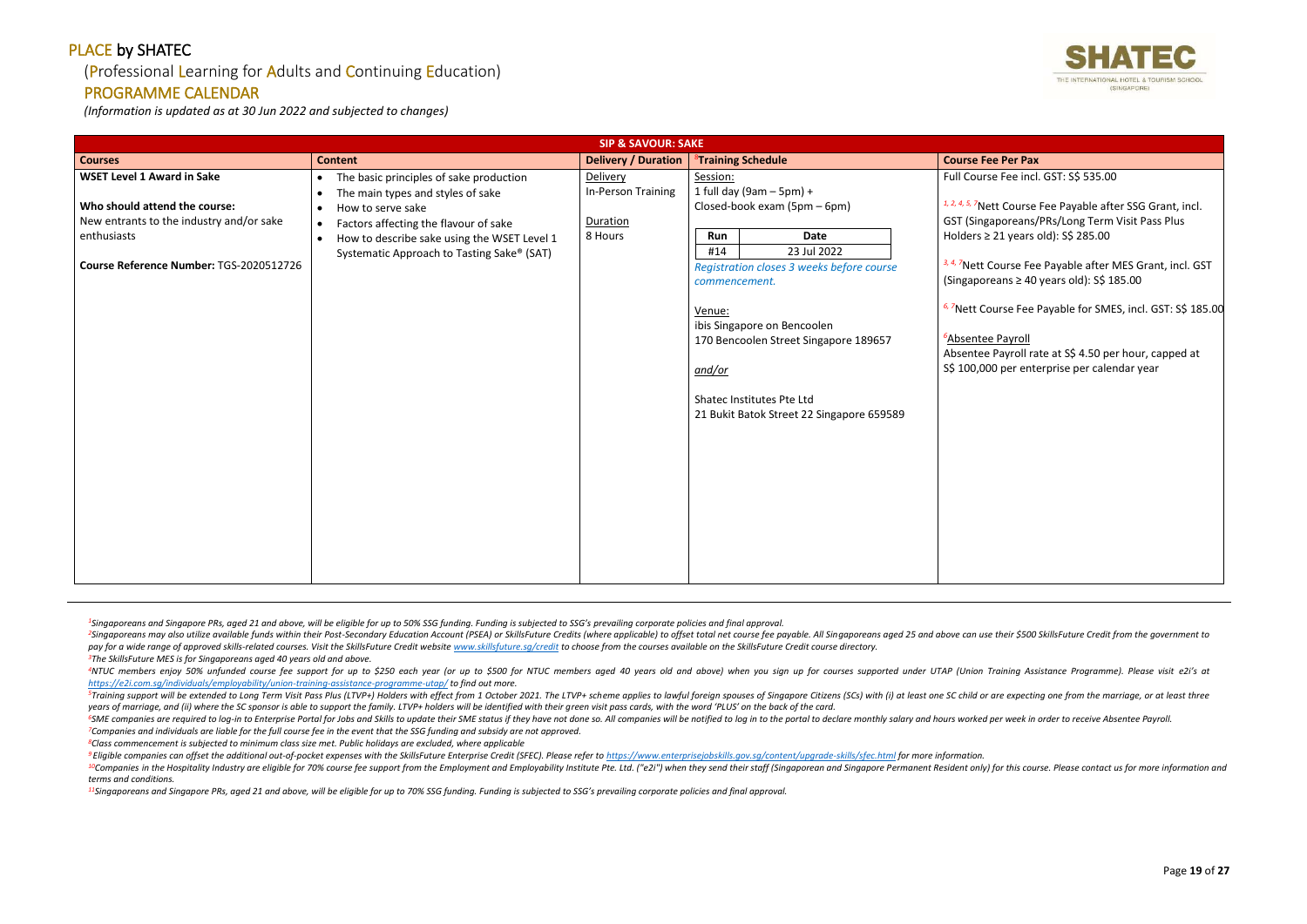# PLACE by SHATEC

(Professional Learning for Adults and Continuing Education)

## PROGRAMME CALENDAR

*(Information is updated as at 30 Jun 2022 and subjected to changes)*

| SIP & SAVOUR: SAKE | | | | |
|---|---|---|---|---|
| **Courses** | **Content** | **Delivery / Duration** | **[8]Training Schedule** | **Course Fee Per Pax** |
| **WSET Level 1 Award in Sake**<br><br>**Who should attend the course:**<br>New entrants to the industry and/or sake enthusiasts<br><br>**Course Reference Number:** TGS-2020512726 | • The basic principles of sake production<br>• The main types and styles of sake<br>• How to serve sake<br>• Factors affecting the flavour of sake<br>• How to describe sake using the WSET Level 1 Systematic Approach to Tasting Sake® (SAT) | Delivery<br>In-Person Training<br><br>Duration<br>8 Hours | Session:<br>1 full day (9am – 5pm) +<br>Closed-book exam (5pm – 6pm)<br><br>**Run** / **Date**<br>#14 / 23 Jul 2022<br><br>*Registration closes 3 weeks before course commencement.*<br><br>Venue:<br>ibis Singapore on Bencoolen<br>170 Bencoolen Street Singapore 189657<br><br>*and/or*<br><br>Shatec Institutes Pte Ltd<br>21 Bukit Batok Street 22 Singapore 659589 | Full Course Fee incl. GST: S$ 535.00<br><br>[1, 2, 4, 5, 7]Nett Course Fee Payable after SSG Grant, incl. GST (Singaporeans/PRs/Long Term Visit Pass Plus Holders ≥ 21 years old): S$ 285.00<br><br>[3, 4, 7]Nett Course Fee Payable after MES Grant, incl. GST (Singaporeans ≥ 40 years old): S$ 185.00<br><br>[6, 7]Nett Course Fee Payable for SMES, incl. GST: S$ 185.00<br><br>[6]Absentee Payroll<br>Absentee Payroll rate at S$ 4.50 per hour, capped at S$ 100,000 per enterprise per calendar year |

*[1]Singaporeans and Singapore PRs, aged 21 and above, will be eligible for up to 50% SSG funding. Funding is subjected to SSG's prevailing corporate policies and final approval.*

*[2]Singaporeans may also utilize available funds within their Post-Secondary Education Account (PSEA) or SkillsFuture Credits (where applicable) to offset total net course fee payable. All Singaporeans aged 25 and above can use their $500 SkillsFuture Credit from the government to pay for a wide range of approved skills-related courses. Visit the SkillsFuture Credit website www.skillsfuture.sg/credit to choose from the courses available on the SkillsFuture Credit course directory.*

*[3]The SkillsFuture MES is for Singaporeans aged 40 years old and above.*

*[4]NTUC members enjoy 50% unfunded course fee support for up to $250 each year (or up to $500 for NTUC members aged 40 years old and above) when you sign up for courses supported under UTAP (Union Training Assistance Programme). Please visit e2i's at https://e2i.com.sg/individuals/employability/union-training-assistance-programme-utap/ to find out more.*

*[5]Training support will be extended to Long Term Visit Pass Plus (LTVP+) Holders with effect from 1 October 2021. The LTVP+ scheme applies to lawful foreign spouses of Singapore Citizens (SCs) with (i) at least one SC child or are expecting one from the marriage, or at least three years of marriage, and (ii) where the SC sponsor is able to support the family. LTVP+ holders will be identified with their green visit pass cards, with the word 'PLUS' on the back of the card.*

*[6]SME companies are required to log-in to Enterprise Portal for Jobs and Skills to update their SME status if they have not done so. All companies will be notified to log in to the portal to declare monthly salary and hours worked per week in order to receive Absentee Payroll.*

*[7]Companies and individuals are liable for the full course fee in the event that the SSG funding and subsidy are not approved.*

*[8]Class commencement is subjected to minimum class size met. Public holidays are excluded, where applicable*

*[9]Eligible companies can offset the additional out-of-pocket expenses with the SkillsFuture Enterprise Credit (SFEC). Please refer to https://www.enterprisejobskills.gov.sg/content/upgrade-skills/sfec.html for more information.*

*[10]Companies in the Hospitality Industry are eligible for 70% course fee support from the Employment and Employability Institute Pte. Ltd. ("e2i") when they send their staff (Singaporean and Singapore Permanent Resident only) for this course. Please contact us for more information and terms and conditions.*

*[11]Singaporeans and Singapore PRs, aged 21 and above, will be eligible for up to 70% SSG funding. Funding is subjected to SSG's prevailing corporate policies and final approval.*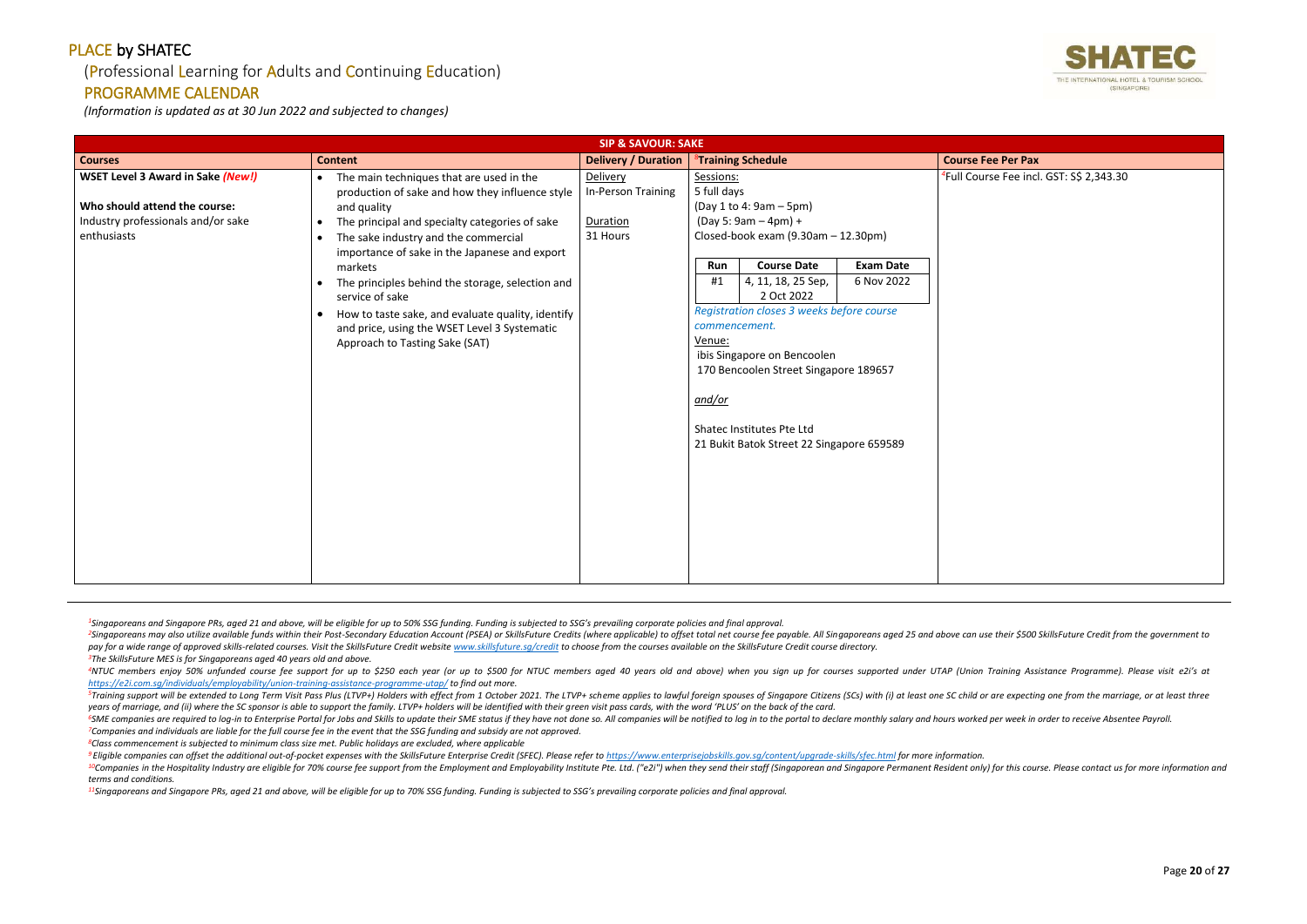# PLACE by SHATEC

## (Professional Learning for Adults and Continuing Education)

## PROGRAMME CALENDAR

*(Information is updated as at 30 Jun 2022 and subjected to changes)*

| SIP & SAVOUR: SAKE | | | | |
|---|---|---|---|---|
| **Courses** | **Content** | **Delivery / Duration** | **[8]Training Schedule** | **Course Fee Per Pax** |
| **WSET Level 3 Award in Sake *(New!)***<br><br>**Who should attend the course:**<br>Industry professionals and/or sake enthusiasts | • The main techniques that are used in the production of sake and how they influence style and quality<br>• The principal and specialty categories of sake<br>• The sake industry and the commercial importance of sake in the Japanese and export markets<br>• The principles behind the storage, selection and service of sake<br>• How to taste sake, and evaluate quality, identify and price, using the WSET Level 3 Systematic Approach to Tasting Sake (SAT) | Delivery<br>In-Person Training<br><br>Duration<br>31 Hours | Sessions:<br>5 full days<br>(Day 1 to 4: 9am – 5pm)<br>(Day 5: 9am – 4pm) +<br>Closed-book exam (9.30am – 12.30pm)<br><br>Run: #1 / Course Date: 4, 11, 18, 25 Sep, 2 Oct 2022 / Exam Date: 6 Nov 2022<br><br>*Registration closes 3 weeks before course commencement.*<br><br>Venue:<br>ibis Singapore on Bencoolen<br>170 Bencoolen Street Singapore 189657<br><br>*and/or*<br><br>Shatec Institutes Pte Ltd<br>21 Bukit Batok Street 22 Singapore 659589 | [4]Full Course Fee incl. GST: S$ 2,343.30 |

*[1]Singaporeans and Singapore PRs, aged 21 and above, will be eligible for up to 50% SSG funding. Funding is subjected to SSG's prevailing corporate policies and final approval.*

*[2]Singaporeans may also utilize available funds within their Post-Secondary Education Account (PSEA) or SkillsFuture Credits (where applicable) to offset total net course fee payable. All Singaporeans aged 25 and above can use their $500 SkillsFuture Credit from the government to pay for a wide range of approved skills-related courses. Visit the SkillsFuture Credit website www.skillsfuture.sg/credit to choose from the courses available on the SkillsFuture Credit course directory.*

*[3]The SkillsFuture MES is for Singaporeans aged 40 years old and above.*

*[4]NTUC members enjoy 50% unfunded course fee support for up to $250 each year (or up to $500 for NTUC members aged 40 years old and above) when you sign up for courses supported under UTAP (Union Training Assistance Programme). Please visit e2i's at https://e2i.com.sg/individuals/employability/union-training-assistance-programme-utap/ to find out more.*

*[5]Training support will be extended to Long Term Visit Pass Plus (LTVP+) Holders with effect from 1 October 2021. The LTVP+ scheme applies to lawful foreign spouses of Singapore Citizens (SCs) with (i) at least one SC child or are expecting one from the marriage, or at least three years of marriage, and (ii) where the SC sponsor is able to support the family. LTVP+ holders will be identified with their green visit pass cards, with the word 'PLUS' on the back of the card.*

*[6]SME companies are required to log-in to Enterprise Portal for Jobs and Skills to update their SME status if they have not done so. All companies will be notified to log in to the portal to declare monthly salary and hours worked per week in order to receive Absentee Payroll.*

*[7]Companies and individuals are liable for the full course fee in the event that the SSG funding and subsidy are not approved.*

*[8]Class commencement is subjected to minimum class size met. Public holidays are excluded, where applicable*

*[9]Eligible companies can offset the additional out-of-pocket expenses with the SkillsFuture Enterprise Credit (SFEC). Please refer to https://www.enterprisejobskills.gov.sg/content/upgrade-skills/sfec.html for more information.*

*[10]Companies in the Hospitality Industry are eligible for 70% course fee support from the Employment and Employability Institute Pte. Ltd. ("e2i") when they send their staff (Singaporean and Singapore Permanent Resident only) for this course. Please contact us for more information and terms and conditions.*

*[11]Singaporeans and Singapore PRs, aged 21 and above, will be eligible for up to 70% SSG funding. Funding is subjected to SSG's prevailing corporate policies and final approval.*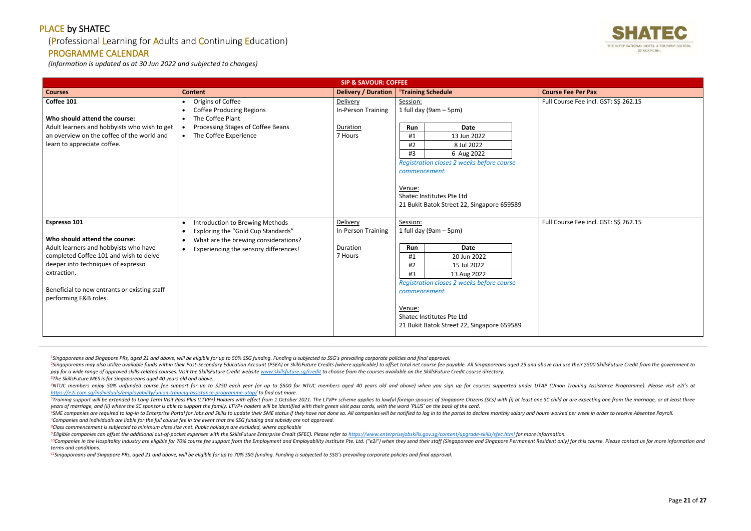# PLACE by SHATEC

## (Professional Learning for Adults and Continuing Education)

## PROGRAMME CALENDAR

*(Information is updated as at 30 Jun 2022 and subjected to changes)*

| SIP & SAVOUR: COFFEE | | | | |
|---|---|---|---|---|
| **Courses** | **Content** | **Delivery / Duration** | **[8]Training Schedule** | **Course Fee Per Pax** |
| **Coffee 101**<br><br>**Who should attend the course:**<br>Adult learners and hobbyists who wish to get an overview on the coffee of the world and learn to appreciate coffee. | • Origins of Coffee<br>• Coffee Producing Regions<br>• The Coffee Plant<br>• Processing Stages of Coffee Beans<br>• The Coffee Experience | Delivery<br>In-Person Training<br><br>Duration<br>7 Hours | Session:<br>1 full day (9am – 5pm)<br><br>**Run** / **Date**<br>#1 – 13 Jun 2022<br>#2 – 8 Jul 2022<br>#3 – 6 Aug 2022<br>*Registration closes 2 weeks before course commencement.*<br><br>Venue:<br>Shatec Institutes Pte Ltd<br>21 Bukit Batok Street 22, Singapore 659589 | Full Course Fee incl. GST: S$ 262.15 |
| **Espresso 101**<br><br>**Who should attend the course:**<br>Adult learners and hobbyists who have completed Coffee 101 and wish to delve deeper into techniques of expresso extraction.<br><br>Beneficial to new entrants or existing staff performing F&B roles. | • Introduction to Brewing Methods<br>• Exploring the "Gold Cup Standards"<br>• What are the brewing considerations?<br>• Experiencing the sensory differences! | Delivery<br>In-Person Training<br><br>Duration<br>7 Hours | Session:<br>1 full day (9am – 5pm)<br><br>**Run** / **Date**<br>#1 – 20 Jun 2022<br>#2 – 15 Jul 2022<br>#3 – 13 Aug 2022<br>*Registration closes 2 weeks before course commencement.*<br><br>Venue:<br>Shatec Institutes Pte Ltd<br>21 Bukit Batok Street 22, Singapore 659589 | Full Course Fee incl. GST: S$ 262.15 |

*[1]Singaporeans and Singapore PRs, aged 21 and above, will be eligible for up to 50% SSG funding. Funding is subjected to SSG's prevailing corporate policies and final approval.*

*[2]Singaporeans may also utilize available funds within their Post-Secondary Education Account (PSEA) or SkillsFuture Credits (where applicable) to offset total net course fee payable. All Singaporeans aged 25 and above can use their $500 SkillsFuture Credit from the government to pay for a wide range of approved skills-related courses. Visit the SkillsFuture Credit website www.skillsfuture.sg/credit to choose from the courses available on the SkillsFuture Credit course directory.*

*[3]The SkillsFuture MES is for Singaporeans aged 40 years old and above.*

*[4]NTUC members enjoy 50% unfunded course fee support for up to $250 each year (or up to $500 for NTUC members aged 40 years old and above) when you sign up for courses supported under UTAP (Union Training Assistance Programme). Please visit e2i's at https://e2i.com.sg/individuals/employability/union-training-assistance-programme-utap/ to find out more.*

*[5]Training support will be extended to Long Term Visit Pass Plus (LTVP+) Holders with effect from 1 October 2021. The LTVP+ scheme applies to lawful foreign spouses of Singapore Citizens (SCs) with (i) at least one SC child or are expecting one from the marriage, or at least three years of marriage, and (ii) where the SC sponsor is able to support the family. LTVP+ holders will be identified with their green visit pass cards, with the word 'PLUS' on the back of the card.*

*[6]SME companies are required to log-in to Enterprise Portal for Jobs and Skills to update their SME status if they have not done so. All companies will be notified to log in to the portal to declare monthly salary and hours worked per week in order to receive Absentee Payroll.*

*[7]Companies and individuals are liable for the full course fee in the event that the SSG funding and subsidy are not approved.*

*[8]Class commencement is subjected to minimum class size met. Public holidays are excluded, where applicable*

*[9]Eligible companies can offset the additional out-of-pocket expenses with the SkillsFuture Enterprise Credit (SFEC). Please refer to https://www.enterprisejobskills.gov.sg/content/upgrade-skills/sfec.html for more information.*

*[10]Companies in the Hospitality Industry are eligible for 70% course fee support from the Employment and Employability Institute Pte. Ltd. ("e2i") when they send their staff (Singaporean and Singapore Permanent Resident only) for this course. Please contact us for more information and terms and conditions.*

*[11]Singaporeans and Singapore PRs, aged 21 and above, will be eligible for up to 70% SSG funding. Funding is subjected to SSG's prevailing corporate policies and final approval.*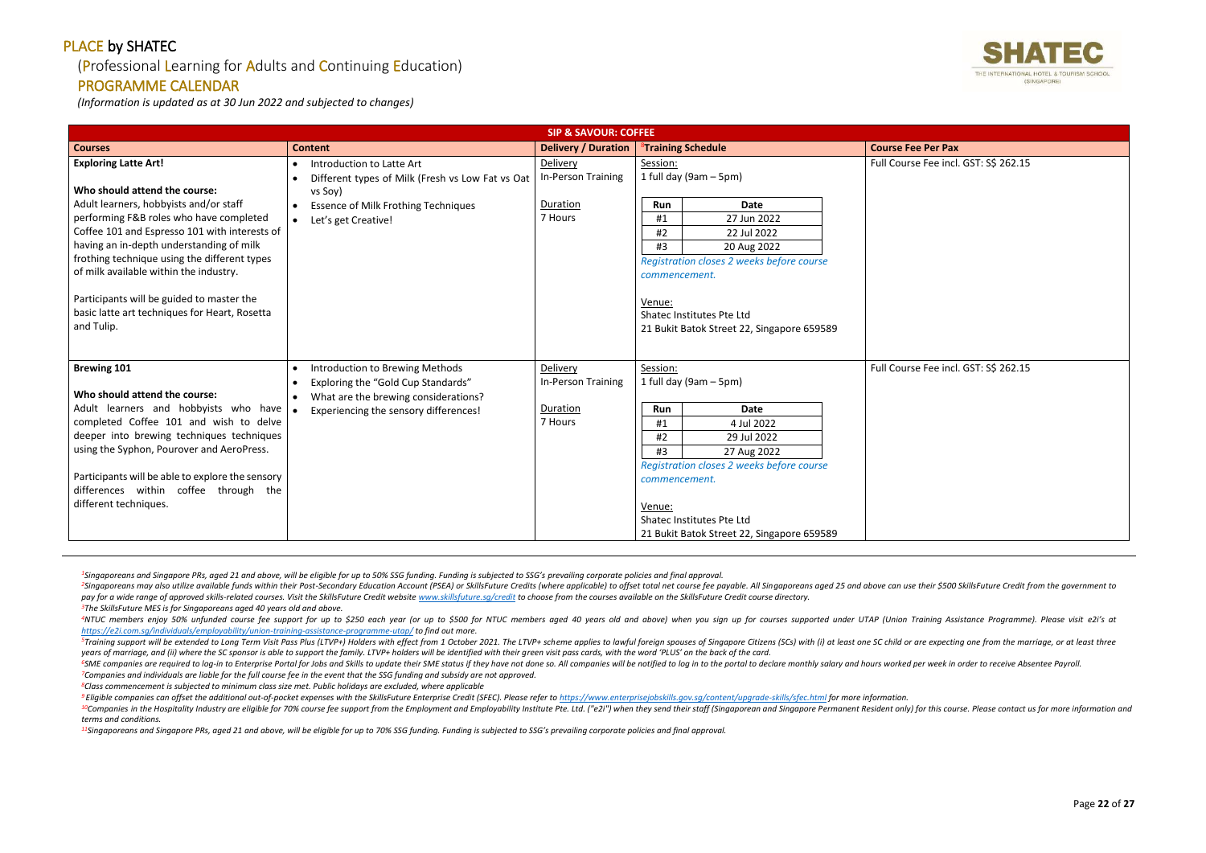# PLACE by SHATEC

## (Professional Learning for Adults and Continuing Education)

## PROGRAMME CALENDAR

*(Information is updated as at 30 Jun 2022 and subjected to changes)*

| SIP & SAVOUR: COFFEE | | | | |
|---|---|---|---|---|
| **Courses** | **Content** | **Delivery / Duration** | [8]**Training Schedule** | **Course Fee Per Pax** |
| **Exploring Latte Art!**<br><br>**Who should attend the course:**<br>Adult learners, hobbyists and/or staff performing F&B roles who have completed Coffee 101 and Espresso 101 with interests of having an in-depth understanding of milk frothing technique using the different types of milk available within the industry.<br><br>Participants will be guided to master the basic latte art techniques for Heart, Rosetta and Tulip. | • Introduction to Latte Art<br>• Different types of Milk (Fresh vs Low Fat vs Oat vs Soy)<br>• Essence of Milk Frothing Techniques<br>• Let's get Creative! | Delivery<br>In-Person Training<br><br>Duration<br>7 Hours | Session:<br>1 full day (9am – 5pm)<br><br>Run #1: 27 Jun 2022<br>Run #2: 22 Jul 2022<br>Run #3: 20 Aug 2022<br><br>*Registration closes 2 weeks before course commencement.*<br><br>Venue:<br>Shatec Institutes Pte Ltd<br>21 Bukit Batok Street 22, Singapore 659589 | Full Course Fee incl. GST: S$ 262.15 |
| **Brewing 101**<br><br>**Who should attend the course:**<br>Adult learners and hobbyists who have completed Coffee 101 and wish to delve deeper into brewing techniques using the Syphon, Pourover and AeroPress.<br><br>Participants will be able to explore the sensory differences within coffee through the different techniques. | • Introduction to Brewing Methods<br>• Exploring the "Gold Cup Standards"<br>• What are the brewing considerations?<br>• Experiencing the sensory differences! | Delivery<br>In-Person Training<br><br>Duration<br>7 Hours | Session:<br>1 full day (9am – 5pm)<br><br>Run #1: 4 Jul 2022<br>Run #2: 29 Jul 2022<br>Run #3: 27 Aug 2022<br><br>*Registration closes 2 weeks before course commencement.*<br><br>Venue:<br>Shatec Institutes Pte Ltd<br>21 Bukit Batok Street 22, Singapore 659589 | Full Course Fee incl. GST: S$ 262.15 |

*[1]Singaporeans and Singapore PRs, aged 21 and above, will be eligible for up to 50% SSG funding. Funding is subjected to SSG's prevailing corporate policies and final approval.*

*[2]Singaporeans may also utilize available funds within their Post-Secondary Education Account (PSEA) or SkillsFuture Credits (where applicable) to offset total net course fee payable. All Singaporeans aged 25 and above can use their $500 SkillsFuture Credit from the government to pay for a wide range of approved skills-related courses. Visit the SkillsFuture Credit website www.skillsfuture.sg/credit to choose from the courses available on the SkillsFuture Credit course directory.*

*[3]The SkillsFuture MES is for Singaporeans aged 40 years old and above.*

*[4]NTUC members enjoy 50% unfunded course fee support for up to $250 each year (or up to $500 for NTUC members aged 40 years old and above) when you sign up for courses supported under UTAP (Union Training Assistance Programme). Please visit e2i's at https://e2i.com.sg/individuals/employability/union-training-assistance-programme-utap/ to find out more.*

*[5]Training support will be extended to Long Term Visit Pass Plus (LTVP+) Holders with effect from 1 October 2021. The LTVP+ scheme applies to lawful foreign spouses of Singapore Citizens (SCs) with (i) at least one SC child or are expecting one from the marriage, or at least three years of marriage, and (ii) where the SC sponsor is able to support the family. LTVP+ holders will be identified with their green visit pass cards, with the word 'PLUS' on the back of the card.*

*[6]SME companies are required to log-in to Enterprise Portal for Jobs and Skills to update their SME status if they have not done so. All companies will be notified to log in to the portal to declare monthly salary and hours worked per week in order to receive Absentee Payroll.*

*[7]Companies and individuals are liable for the full course fee in the event that the SSG funding and subsidy are not approved.*

*[8]Class commencement is subjected to minimum class size met. Public holidays are excluded, where applicable*

*[9]Eligible companies can offset the additional out-of-pocket expenses with the SkillsFuture Enterprise Credit (SFEC). Please refer to https://www.enterprisejobskills.gov.sg/content/upgrade-skills/sfec.html for more information.*

*[10]Companies in the Hospitality Industry are eligible for 70% course fee support from the Employment and Employability Institute Pte. Ltd. ("e2i") when they send their staff (Singaporean and Singapore Permanent Resident only) for this course. Please contact us for more information and terms and conditions.*

*[11]Singaporeans and Singapore PRs, aged 21 and above, will be eligible for up to 70% SSG funding. Funding is subjected to SSG's prevailing corporate policies and final approval.*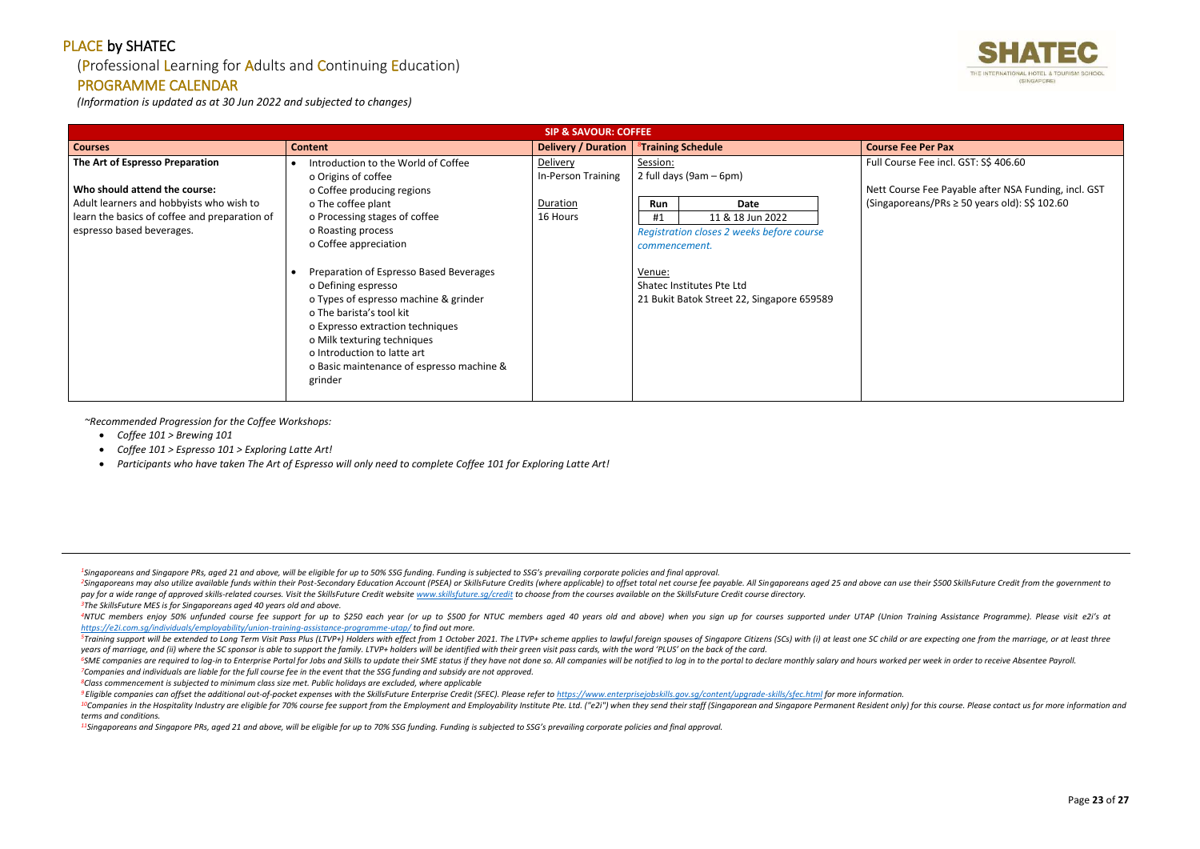# PLACE by SHATEC

(Professional Learning for Adults and Continuing Education)

## PROGRAMME CALENDAR

*(Information is updated as at 30 Jun 2022 and subjected to changes)*

| SIP & SAVOUR: COFFEE | | | | |
|---|---|---|---|---|
| **Courses** | **Content** | **Delivery / Duration** | **[8]Training Schedule** | **Course Fee Per Pax** |
| **The Art of Espresso Preparation**<br><br>**Who should attend the course:**<br>Adult learners and hobbyists who wish to learn the basics of coffee and preparation of espresso based beverages. | • Introduction to the World of Coffee<br>o Origins of coffee<br>o Coffee producing regions<br>o The coffee plant<br>o Processing stages of coffee<br>o Roasting process<br>o Coffee appreciation<br><br>• Preparation of Espresso Based Beverages<br>o Defining espresso<br>o Types of espresso machine & grinder<br>o The barista's tool kit<br>o Expresso extraction techniques<br>o Milk texturing techniques<br>o Introduction to latte art<br>o Basic maintenance of espresso machine & grinder | Delivery<br>In-Person Training<br><br>Duration<br>16 Hours | Session:<br>2 full days (9am – 6pm)<br><br>Run: #1 — Date: 11 & 18 Jun 2022<br><br>*Registration closes 2 weeks before course commencement.*<br><br>Venue:<br>Shatec Institutes Pte Ltd<br>21 Bukit Batok Street 22, Singapore 659589 | Full Course Fee incl. GST: S$ 406.60<br><br>Nett Course Fee Payable after NSA Funding, incl. GST (Singaporeans/PRs ≥ 50 years old): S$ 102.60 |

*~Recommended Progression for the Coffee Workshops:*

- *Coffee 101 > Brewing 101*
- *Coffee 101 > Espresso 101 > Exploring Latte Art!*
- *Participants who have taken The Art of Espresso will only need to complete Coffee 101 for Exploring Latte Art!*

---

*[1]Singaporeans and Singapore PRs, aged 21 and above, will be eligible for up to 50% SSG funding. Funding is subjected to SSG's prevailing corporate policies and final approval.*

*[2]Singaporeans may also utilize available funds within their Post-Secondary Education Account (PSEA) or SkillsFuture Credits (where applicable) to offset total net course fee payable. All Singaporeans aged 25 and above can use their $500 SkillsFuture Credit from the government to pay for a wide range of approved skills-related courses. Visit the SkillsFuture Credit website www.skillsfuture.sg/credit to choose from the courses available on the SkillsFuture Credit course directory.*

*[3]The SkillsFuture MES is for Singaporeans aged 40 years old and above.*

*[4]NTUC members enjoy 50% unfunded course fee support for up to $250 each year (or up to $500 for NTUC members aged 40 years old and above) when you sign up for courses supported under UTAP (Union Training Assistance Programme). Please visit e2i's at https://e2i.com.sg/individuals/employability/union-training-assistance-programme-utap/ to find out more.*

*[5]Training support will be extended to Long Term Visit Pass Plus (LTVP+) Holders with effect from 1 October 2021. The LTVP+ scheme applies to lawful foreign spouses of Singapore Citizens (SCs) with (i) at least one SC child or are expecting one from the marriage, or at least three years of marriage, and (ii) where the SC sponsor is able to support the family. LTVP+ holders will be identified with their green visit pass cards, with the word 'PLUS' on the back of the card.*

*[6]SME companies are required to log-in to Enterprise Portal for Jobs and Skills to update their SME status if they have not done so. All companies will be notified to log in to the portal to declare monthly salary and hours worked per week in order to receive Absentee Payroll.*

*[7]Companies and individuals are liable for the full course fee in the event that the SSG funding and subsidy are not approved.*

*[8]Class commencement is subjected to minimum class size met. Public holidays are excluded, where applicable*

*[9]Eligible companies can offset the additional out-of-pocket expenses with the SkillsFuture Enterprise Credit (SFEC). Please refer to https://www.enterprisejobskills.gov.sg/content/upgrade-skills/sfec.html for more information.*

*[10]Companies in the Hospitality Industry are eligible for 70% course fee support from the Employment and Employability Institute Pte. Ltd. ("e2i") when they send their staff (Singaporean and Singapore Permanent Resident only) for this course. Please contact us for more information and terms and conditions.*

*[11]Singaporeans and Singapore PRs, aged 21 and above, will be eligible for up to 70% SSG funding. Funding is subjected to SSG's prevailing corporate policies and final approval.*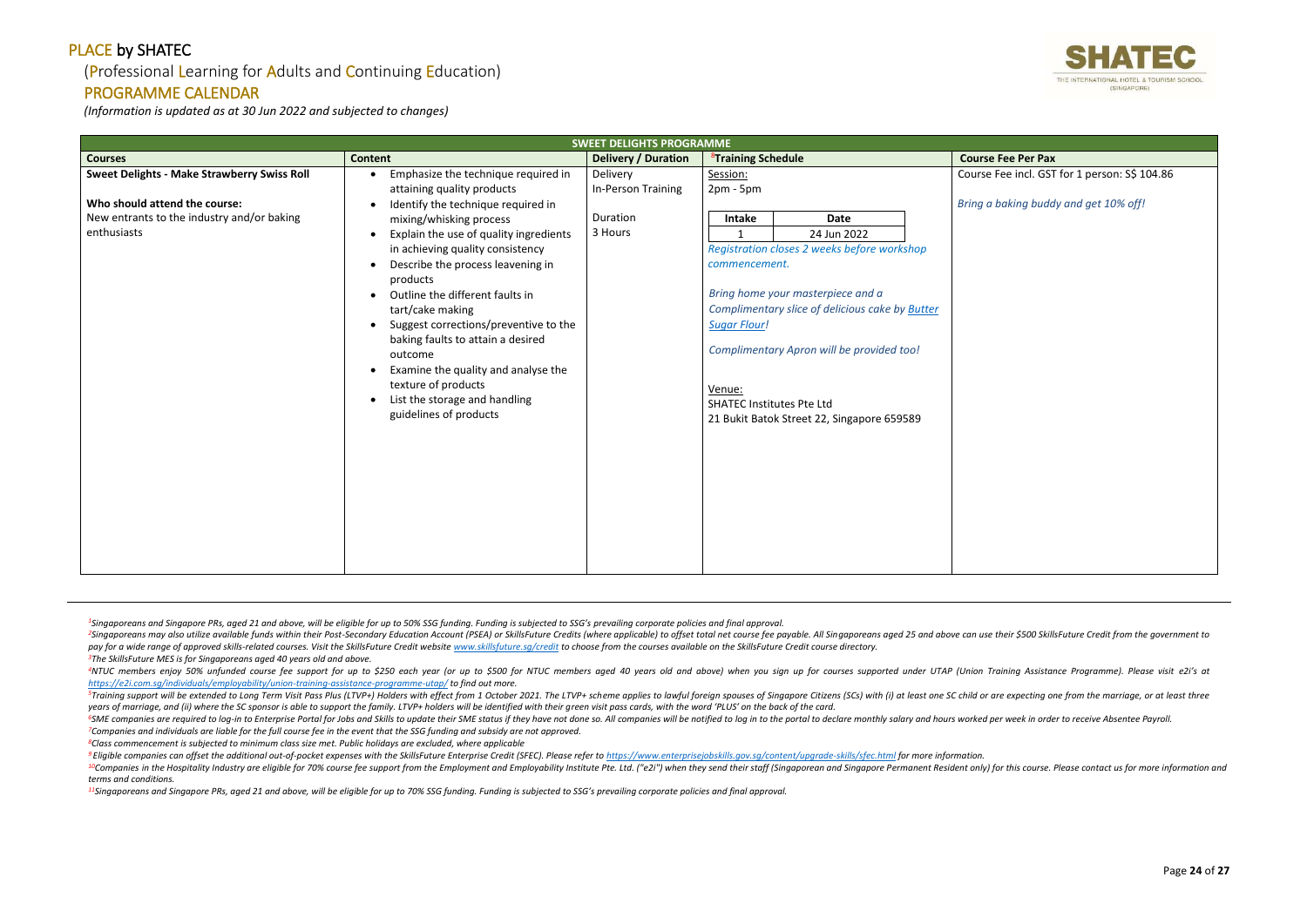# PLACE by SHATEC

## (Professional Learning for Adults and Continuing Education)

## PROGRAMME CALENDAR

*(Information is updated as at 30 Jun 2022 and subjected to changes)*

| SWEET DELIGHTS PROGRAMME | | | | |
|---|---|---|---|---|
| **Courses** | **Content** | **Delivery / Duration** | **[8]Training Schedule** | **Course Fee Per Pax** |
| **Sweet Delights - Make Strawberry Swiss Roll**<br><br>**Who should attend the course:**<br>New entrants to the industry and/or baking enthusiasts | • Emphasize the technique required in attaining quality products<br>• Identify the technique required in mixing/whisking process<br>• Explain the use of quality ingredients in achieving quality consistency<br>• Describe the process leavening in products<br>• Outline the different faults in tart/cake making<br>• Suggest corrections/preventive to the baking faults to attain a desired outcome<br>• Examine the quality and analyse the texture of products<br>• List the storage and handling guidelines of products | Delivery<br>In-Person Training<br><br>Duration<br>3 Hours | Session:<br>2pm - 5pm<br><br>Intake: 1 — Date: 24 Jun 2022<br>*Registration closes 2 weeks before workshop commencement.*<br><br>*Bring home your masterpiece and a Complimentary slice of delicious cake by Butter Sugar Flour!*<br><br>*Complimentary Apron will be provided too!*<br><br>Venue:<br>SHATEC Institutes Pte Ltd<br>21 Bukit Batok Street 22, Singapore 659589 | Course Fee incl. GST for 1 person: S$ 104.86<br><br>*Bring a baking buddy and get 10% off!* |

*[1]Singaporeans and Singapore PRs, aged 21 and above, will be eligible for up to 50% SSG funding. Funding is subjected to SSG's prevailing corporate policies and final approval.*

*[2]Singaporeans may also utilize available funds within their Post-Secondary Education Account (PSEA) or SkillsFuture Credits (where applicable) to offset total net course fee payable. All Singaporeans aged 25 and above can use their $500 SkillsFuture Credit from the government to pay for a wide range of approved skills-related courses. Visit the SkillsFuture Credit website www.skillsfuture.sg/credit to choose from the courses available on the SkillsFuture Credit course directory.*

*[3]The SkillsFuture MES is for Singaporeans aged 40 years old and above.*

*[4]NTUC members enjoy 50% unfunded course fee support for up to $250 each year (or up to $500 for NTUC members aged 40 years old and above) when you sign up for courses supported under UTAP (Union Training Assistance Programme). Please visit e2i's at https://e2i.com.sg/individuals/employability/union-training-assistance-programme-utap/ to find out more.*

*[5]Training support will be extended to Long Term Visit Pass Plus (LTVP+) Holders with effect from 1 October 2021. The LTVP+ scheme applies to lawful foreign spouses of Singapore Citizens (SCs) with (i) at least one SC child or are expecting one from the marriage, or at least three years of marriage, and (ii) where the SC sponsor is able to support the family. LTVP+ holders will be identified with their green visit pass cards, with the word 'PLUS' on the back of the card.*

*[6]SME companies are required to log-in to Enterprise Portal for Jobs and Skills to update their SME status if they have not done so. All companies will be notified to log in to the portal to declare monthly salary and hours worked per week in order to receive Absentee Payroll.*

*[7]Companies and individuals are liable for the full course fee in the event that the SSG funding and subsidy are not approved.*

*[8]Class commencement is subjected to minimum class size met. Public holidays are excluded, where applicable*

*[9]Eligible companies can offset the additional out-of-pocket expenses with the SkillsFuture Enterprise Credit (SFEC). Please refer to https://www.enterprisejobskills.gov.sg/content/upgrade-skills/sfec.html for more information.*

*[10]Companies in the Hospitality Industry are eligible for 70% course fee support from the Employment and Employability Institute Pte. Ltd. ("e2i") when they send their staff (Singaporean and Singapore Permanent Resident only) for this course. Please contact us for more information and terms and conditions.*

*[11]Singaporeans and Singapore PRs, aged 21 and above, will be eligible for up to 70% SSG funding. Funding is subjected to SSG's prevailing corporate policies and final approval.*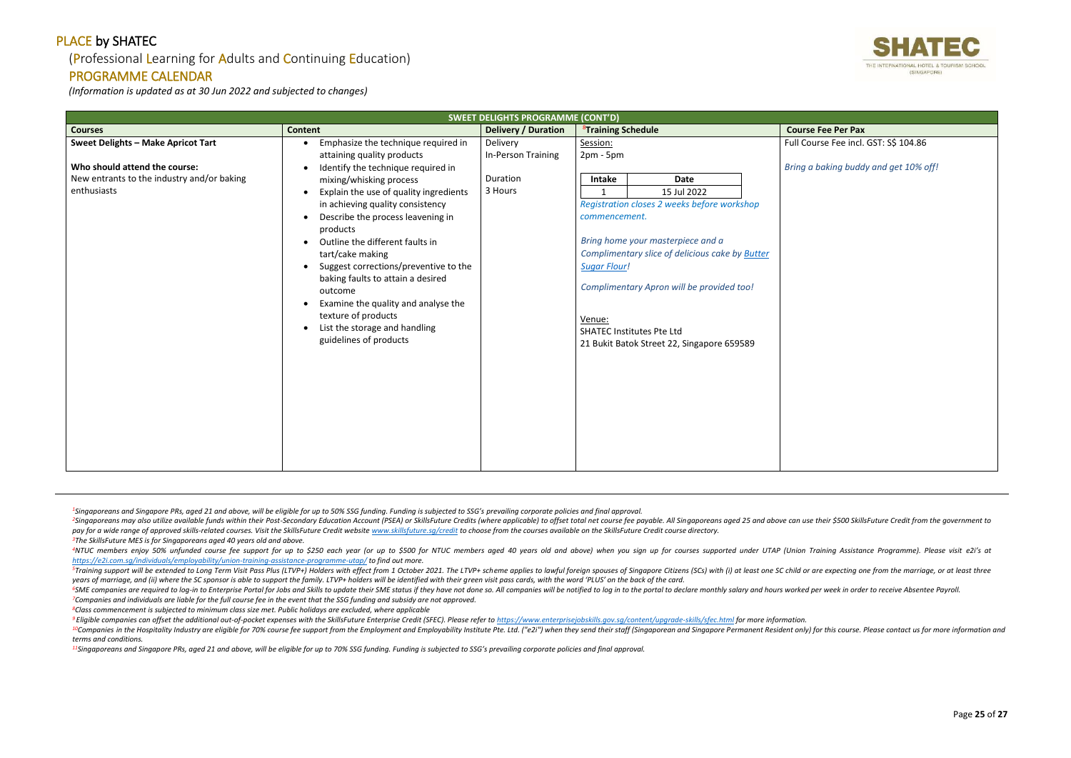# PLACE by SHATEC

## (Professional Learning for Adults and Continuing Education)

## PROGRAMME CALENDAR

*(Information is updated as at 30 Jun 2022 and subjected to changes)*

| SWEET DELIGHTS PROGRAMME (CONT'D) | | | | |
|---|---|---|---|---|
| **Courses** | **Content** | **Delivery / Duration** | **[8]Training Schedule** | **Course Fee Per Pax** |
| **Sweet Delights – Make Apricot Tart**<br><br>**Who should attend the course:**<br>New entrants to the industry and/or baking enthusiasts | • Emphasize the technique required in attaining quality products<br>• Identify the technique required in mixing/whisking process<br>• Explain the use of quality ingredients in achieving quality consistency<br>• Describe the process leavening in products<br>• Outline the different faults in tart/cake making<br>• Suggest corrections/preventive to the baking faults to attain a desired outcome<br>• Examine the quality and analyse the texture of products<br>• List the storage and handling guidelines of products | Delivery<br>In-Person Training<br><br>Duration<br>3 Hours | Session:<br>2pm - 5pm<br><br>**Intake** / **Date**<br>1 / 15 Jul 2022<br><br>*Registration closes 2 weeks before workshop commencement.*<br><br>*Bring home your masterpiece and a Complimentary slice of delicious cake by Butter Sugar Flour!*<br><br>*Complimentary Apron will be provided too!*<br><br>Venue:<br>SHATEC Institutes Pte Ltd<br>21 Bukit Batok Street 22, Singapore 659589 | Full Course Fee incl. GST: S$ 104.86<br><br>*Bring a baking buddy and get 10% off!* |

*[1]Singaporeans and Singapore PRs, aged 21 and above, will be eligible for up to 50% SSG funding. Funding is subjected to SSG's prevailing corporate policies and final approval.*

*[2]Singaporeans may also utilize available funds within their Post-Secondary Education Account (PSEA) or SkillsFuture Credits (where applicable) to offset total net course fee payable. All Singaporeans aged 25 and above can use their $500 SkillsFuture Credit from the government to pay for a wide range of approved skills-related courses. Visit the SkillsFuture Credit website www.skillsfuture.sg/credit to choose from the courses available on the SkillsFuture Credit course directory.*

*[3]The SkillsFuture MES is for Singaporeans aged 40 years old and above.*

*[4]NTUC members enjoy 50% unfunded course fee support for up to $250 each year (or up to $500 for NTUC members aged 40 years old and above) when you sign up for courses supported under UTAP (Union Training Assistance Programme). Please visit e2i's at https://e2i.com.sg/individuals/employability/union-training-assistance-programme-utap/ to find out more.*

*[5]Training support will be extended to Long Term Visit Pass Plus (LTVP+) Holders with effect from 1 October 2021. The LTVP+ scheme applies to lawful foreign spouses of Singapore Citizens (SCs) with (i) at least one SC child or are expecting one from the marriage, or at least three years of marriage, and (ii) where the SC sponsor is able to support the family. LTVP+ holders will be identified with their green visit pass cards, with the word 'PLUS' on the back of the card.*

*[6]SME companies are required to log-in to Enterprise Portal for Jobs and Skills to update their SME status if they have not done so. All companies will be notified to log in to the portal to declare monthly salary and hours worked per week in order to receive Absentee Payroll.*

*[7]Companies and individuals are liable for the full course fee in the event that the SSG funding and subsidy are not approved.*

*[8]Class commencement is subjected to minimum class size met. Public holidays are excluded, where applicable*

*[9]Eligible companies can offset the additional out-of-pocket expenses with the SkillsFuture Enterprise Credit (SFEC). Please refer to https://www.enterprisejobskills.gov.sg/content/upgrade-skills/sfec.html for more information.*

*[10]Companies in the Hospitality Industry are eligible for 70% course fee support from the Employment and Employability Institute Pte. Ltd. ("e2i") when they send their staff (Singaporean and Singapore Permanent Resident only) for this course. Please contact us for more information and terms and conditions.*

*[11]Singaporeans and Singapore PRs, aged 21 and above, will be eligible for up to 70% SSG funding. Funding is subjected to SSG's prevailing corporate policies and final approval.*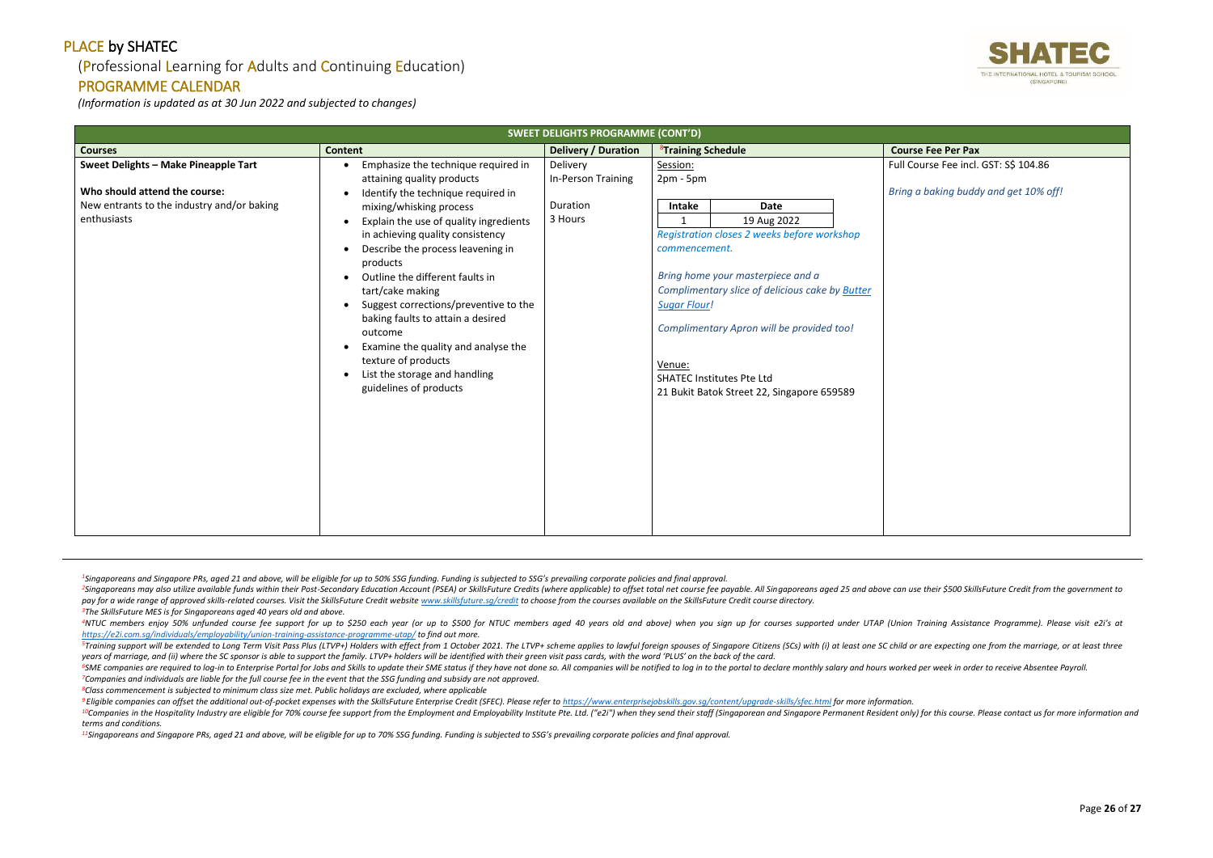# PLACE by SHATEC

## (Professional Learning for Adults and Continuing Education)

## PROGRAMME CALENDAR

*(Information is updated as at 30 Jun 2022 and subjected to changes)*

| SWEET DELIGHTS PROGRAMME (CONT'D) | | | | |
|---|---|---|---|---|
| **Courses** | **Content** | **Delivery / Duration** | **[8]Training Schedule** | **Course Fee Per Pax** |
| **Sweet Delights – Make Pineapple Tart**<br><br>**Who should attend the course:**<br>New entrants to the industry and/or baking enthusiasts | • Emphasize the technique required in attaining quality products<br>• Identify the technique required in mixing/whisking process<br>• Explain the use of quality ingredients in achieving quality consistency<br>• Describe the process leavening in products<br>• Outline the different faults in tart/cake making<br>• Suggest corrections/preventive to the baking faults to attain a desired outcome<br>• Examine the quality and analyse the texture of products<br>• List the storage and handling guidelines of products | Delivery<br>In-Person Training<br><br>Duration<br>3 Hours | Session:<br>2pm - 5pm<br><br>Intake 1: 19 Aug 2022<br><br>*Registration closes 2 weeks before workshop commencement.*<br><br>*Bring home your masterpiece and a Complimentary slice of delicious cake by Butter Sugar Flour!*<br><br>*Complimentary Apron will be provided too!*<br><br>Venue:<br>SHATEC Institutes Pte Ltd<br>21 Bukit Batok Street 22, Singapore 659589 | Full Course Fee incl. GST: S$ 104.86<br><br>*Bring a baking buddy and get 10% off!* |

*[1]Singaporeans and Singapore PRs, aged 21 and above, will be eligible for up to 50% SSG funding. Funding is subjected to SSG's prevailing corporate policies and final approval.*

*[2]Singaporeans may also utilize available funds within their Post-Secondary Education Account (PSEA) or SkillsFuture Credits (where applicable) to offset total net course fee payable. All Singaporeans aged 25 and above can use their $500 SkillsFuture Credit from the government to pay for a wide range of approved skills-related courses. Visit the SkillsFuture Credit website www.skillsfuture.sg/credit to choose from the courses available on the SkillsFuture Credit course directory.*

*[3]The SkillsFuture MES is for Singaporeans aged 40 years old and above.*

*[4]NTUC members enjoy 50% unfunded course fee support for up to $250 each year (or up to $500 for NTUC members aged 40 years old and above) when you sign up for courses supported under UTAP (Union Training Assistance Programme). Please visit e2i's at https://e2i.com.sg/individuals/employability/union-training-assistance-programme-utap/ to find out more.*

*[5]Training support will be extended to Long Term Visit Pass Plus (LTVP+) Holders with effect from 1 October 2021. The LTVP+ scheme applies to lawful foreign spouses of Singapore Citizens (SCs) with (i) at least one SC child or are expecting one from the marriage, or at least three years of marriage, and (ii) where the SC sponsor is able to support the family. LTVP+ holders will be identified with their green visit pass cards, with the word 'PLUS' on the back of the card.*

*[6]SME companies are required to log-in to Enterprise Portal for Jobs and Skills to update their SME status if they have not done so. All companies will be notified to log in to the portal to declare monthly salary and hours worked per week in order to receive Absentee Payroll.*

*[7]Companies and individuals are liable for the full course fee in the event that the SSG funding and subsidy are not approved.*

*[8]Class commencement is subjected to minimum class size met. Public holidays are excluded, where applicable*

*[9]Eligible companies can offset the additional out-of-pocket expenses with the SkillsFuture Enterprise Credit (SFEC). Please refer to https://www.enterprisejobskills.gov.sg/content/upgrade-skills/sfec.html for more information.*

*[10]Companies in the Hospitality Industry are eligible for 70% course fee support from the Employment and Employability Institute Pte. Ltd. ("e2i") when they send their staff (Singaporean and Singapore Permanent Resident only) for this course. Please contact us for more information and terms and conditions.*

*[11]Singaporeans and Singapore PRs, aged 21 and above, will be eligible for up to 70% SSG funding. Funding is subjected to SSG's prevailing corporate policies and final approval.*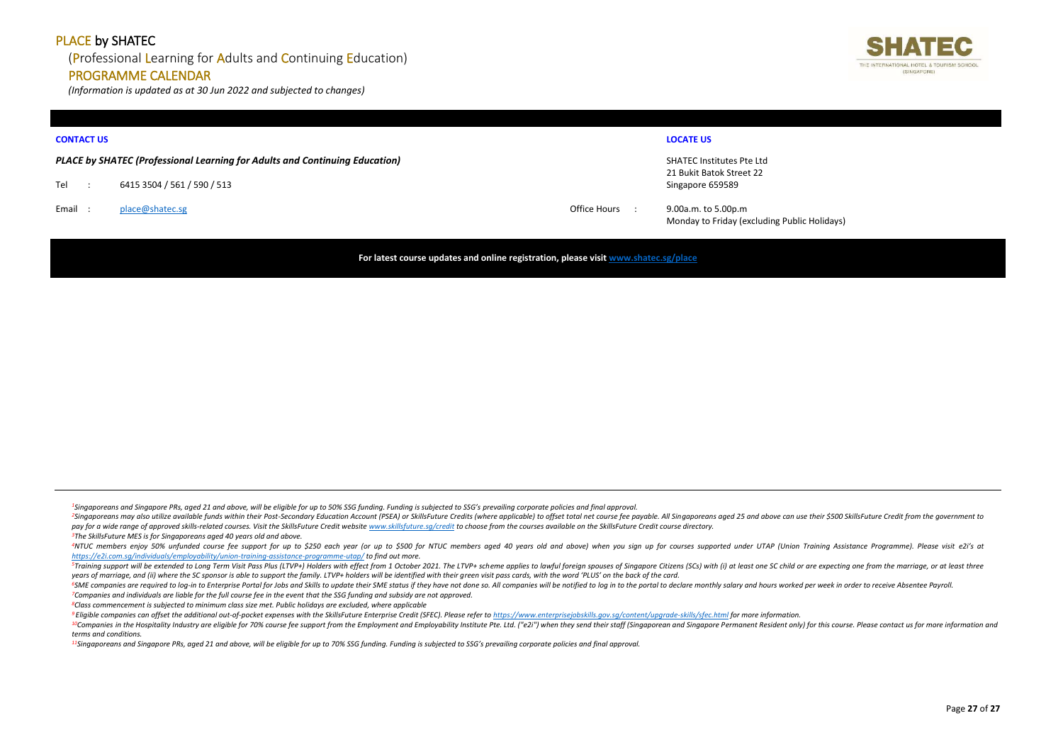# PLACE by SHATEC

(Professional Learning for Adults and Continuing Education)

## PROGRAMME CALENDAR

*(Information is updated as at 30 Jun 2022 and subjected to changes)*

**CONTACT US**

***PLACE by SHATEC (Professional Learning for Adults and Continuing Education)***

Tel : 6415 3504 / 561 / 590 / 513

Email : place@shatec.sg

**LOCATE US**

SHATEC Institutes Pte Ltd
21 Bukit Batok Street 22
Singapore 659589

Office Hours : 9.00a.m. to 5.00p.m
Monday to Friday (excluding Public Holidays)

**For latest course updates and online registration, please visit www.shatec.sg/place**

---

*[1] Singaporeans and Singapore PRs, aged 21 and above, will be eligible for up to 50% SSG funding. Funding is subjected to SSG's prevailing corporate policies and final approval.*

*[2] Singaporeans may also utilize available funds within their Post-Secondary Education Account (PSEA) or SkillsFuture Credits (where applicable) to offset total net course fee payable. All Singaporeans aged 25 and above can use their $500 SkillsFuture Credit from the government to pay for a wide range of approved skills-related courses. Visit the SkillsFuture Credit website www.skillsfuture.sg/credit to choose from the courses available on the SkillsFuture Credit course directory.*

*[3] The SkillsFuture MES is for Singaporeans aged 40 years old and above.*

*[4] NTUC members enjoy 50% unfunded course fee support for up to $250 each year (or up to $500 for NTUC members aged 40 years old and above) when you sign up for courses supported under UTAP (Union Training Assistance Programme). Please visit e2i's at https://e2i.com.sg/individuals/employability/union-training-assistance-programme-utap/ to find out more.*

*[5] Training support will be extended to Long Term Visit Pass Plus (LTVP+) Holders with effect from 1 October 2021. The LTVP+ scheme applies to lawful foreign spouses of Singapore Citizens (SCs) with (i) at least one SC child or are expecting one from the marriage, or at least three years of marriage, and (ii) where the SC sponsor is able to support the family. LTVP+ holders will be identified with their green visit pass cards, with the word 'PLUS' on the back of the card.*

*[6] SME companies are required to log-in to Enterprise Portal for Jobs and Skills to update their SME status if they have not done so. All companies will be notified to log in to the portal to declare monthly salary and hours worked per week in order to receive Absentee Payroll.*

*[7] Companies and individuals are liable for the full course fee in the event that the SSG funding and subsidy are not approved.*

*[8] Class commencement is subjected to minimum class size met. Public holidays are excluded, where applicable*

*[9] Eligible companies can offset the additional out-of-pocket expenses with the SkillsFuture Enterprise Credit (SFEC). Please refer to https://www.enterprisejobskills.gov.sg/content/upgrade-skills/sfec.html for more information.*

*[10] Companies in the Hospitality Industry are eligible for 70% course fee support from the Employment and Employability Institute Pte. Ltd. ("e2i") when they send their staff (Singaporean and Singapore Permanent Resident only) for this course. Please contact us for more information and terms and conditions.*

*[11] Singaporeans and Singapore PRs, aged 21 and above, will be eligible for up to 70% SSG funding. Funding is subjected to SSG's prevailing corporate policies and final approval.*